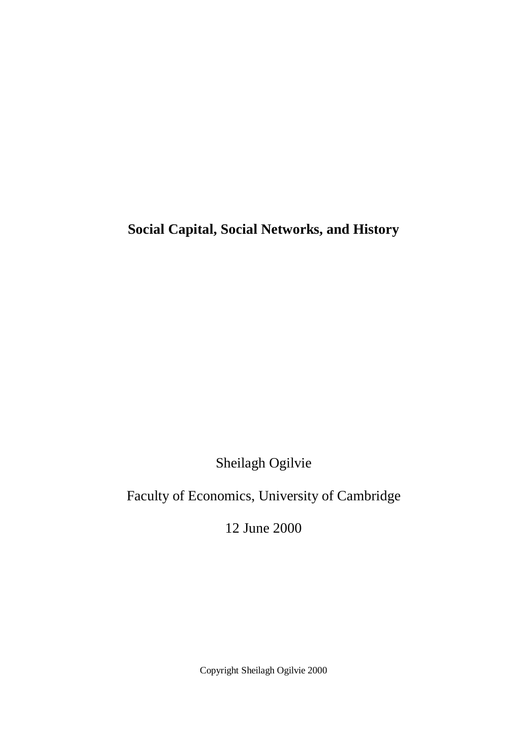# Social Capital, Social Networks, and History

Sheilagh Ogilvie

Faculty of Economics, University of Cambridge

12 June 2000

Copyright Sheilagh Ogilvie 2000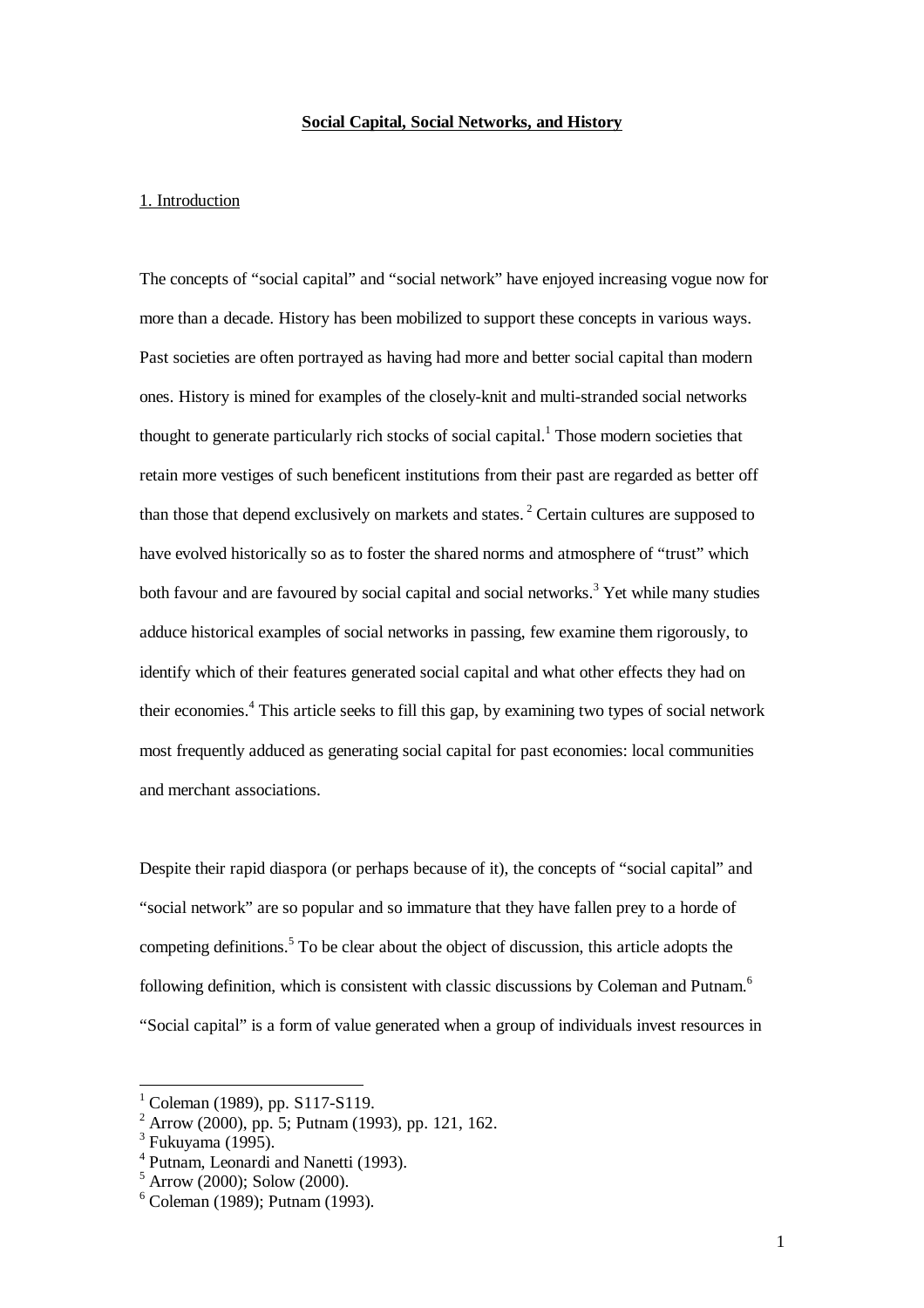**Social Capital, Social Networks, and History**

## 1. Introduction

The concepts of "social capital" and "social network" have enjoyed increasing vogue now for more than a decade. History has been mobilized to support these concepts in various ways. Past societies are often portrayed as having had more and better social capital than modern ones. History is mined for examples of the closely-knit and multi-stranded social networks thought to generate particularly rich stocks of social capital.[1] Those modern societies that retain more vestiges of such beneficent institutions from their past are regarded as better off than those that depend exclusively on markets and states.[2] Certain cultures are supposed to have evolved historically so as to foster the shared norms and atmosphere of "trust" which both favour and are favoured by social capital and social networks.[3] Yet while many studies adduce historical examples of social networks in passing, few examine them rigorously, to identify which of their features generated social capital and what other effects they had on their economies.[4] This article seeks to fill this gap, by examining two types of social network most frequently adduced as generating social capital for past economies: local communities and merchant associations.

Despite their rapid diaspora (or perhaps because of it), the concepts of "social capital" and "social network" are so popular and so immature that they have fallen prey to a horde of competing definitions.[5] To be clear about the object of discussion, this article adopts the following definition, which is consistent with classic discussions by Coleman and Putnam.[6] "Social capital" is a form of value generated when a group of individuals invest resources in

---

[1] Coleman (1989), pp. S117-S119.

[2] Arrow (2000), pp. 5; Putnam (1993), pp. 121, 162.

[3] Fukuyama (1995).

[4] Putnam, Leonardi and Nanetti (1993).

[5] Arrow (2000); Solow (2000).

[6] Coleman (1989); Putnam (1993).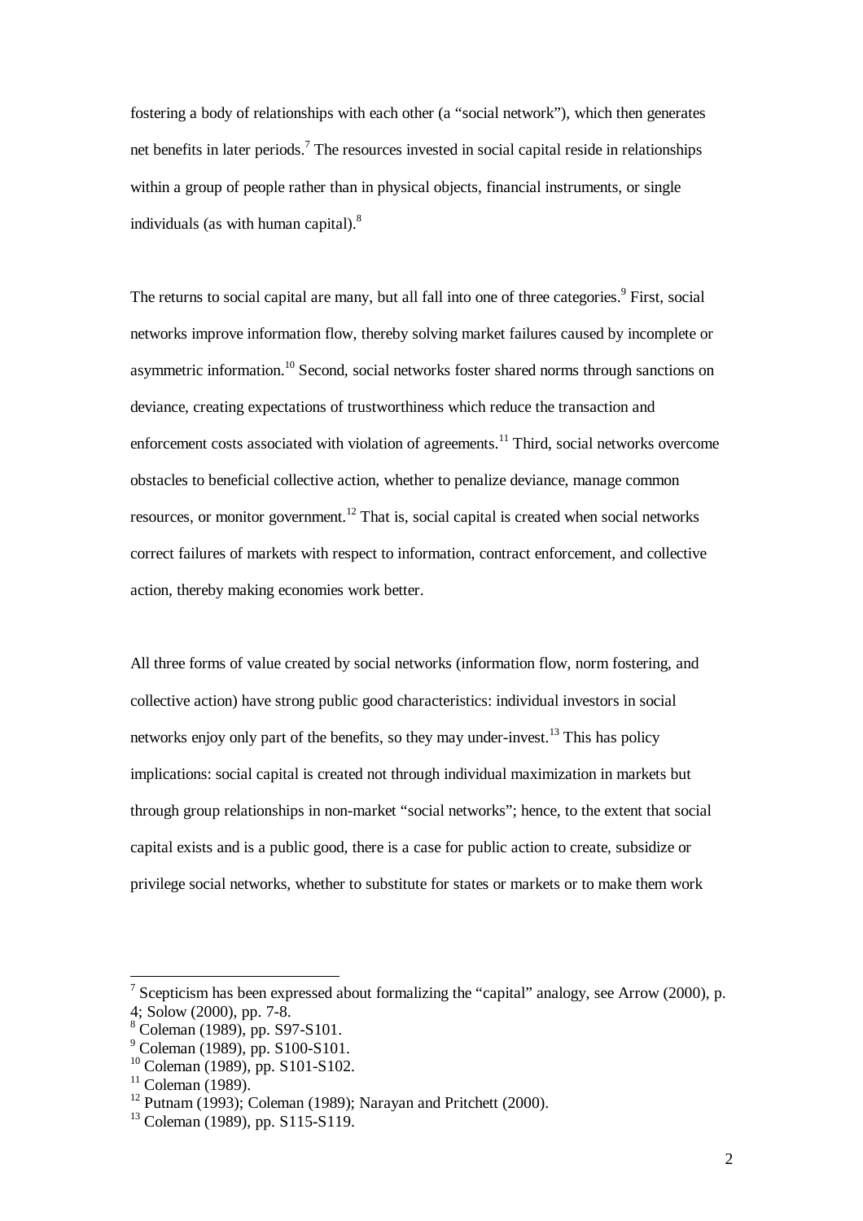fostering a body of relationships with each other (a "social network"), which then generates net benefits in later periods.[7] The resources invested in social capital reside in relationships within a group of people rather than in physical objects, financial instruments, or single individuals (as with human capital).[8]

The returns to social capital are many, but all fall into one of three categories.[9] First, social networks improve information flow, thereby solving market failures caused by incomplete or asymmetric information.[10] Second, social networks foster shared norms through sanctions on deviance, creating expectations of trustworthiness which reduce the transaction and enforcement costs associated with violation of agreements.[11] Third, social networks overcome obstacles to beneficial collective action, whether to penalize deviance, manage common resources, or monitor government.[12] That is, social capital is created when social networks correct failures of markets with respect to information, contract enforcement, and collective action, thereby making economies work better.

All three forms of value created by social networks (information flow, norm fostering, and collective action) have strong public good characteristics: individual investors in social networks enjoy only part of the benefits, so they may under-invest.[13] This has policy implications: social capital is created not through individual maximization in markets but through group relationships in non-market "social networks"; hence, to the extent that social capital exists and is a public good, there is a case for public action to create, subsidize or privilege social networks, whether to substitute for states or markets or to make them work

---

[7] Scepticism has been expressed about formalizing the "capital" analogy, see Arrow (2000), p. 4; Solow (2000), pp. 7-8.

[8] Coleman (1989), pp. S97-S101.

[9] Coleman (1989), pp. S100-S101.

[10] Coleman (1989), pp. S101-S102.

[11] Coleman (1989).

[12] Putnam (1993); Coleman (1989); Narayan and Pritchett (2000).

[13] Coleman (1989), pp. S115-S119.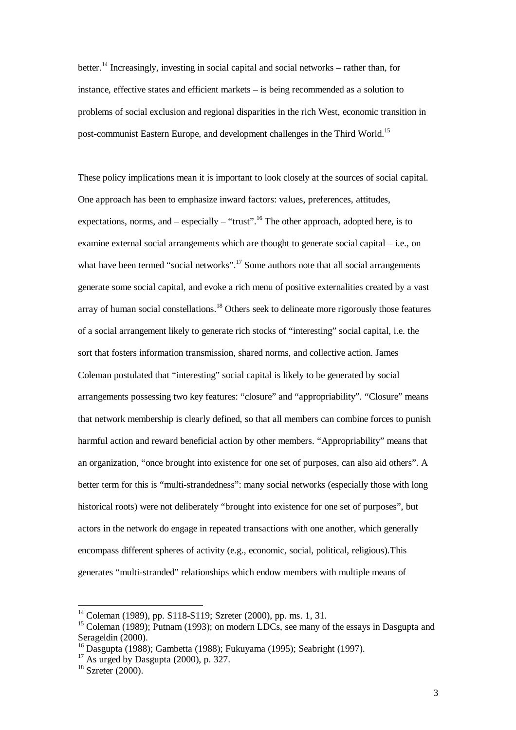better.[14] Increasingly, investing in social capital and social networks – rather than, for instance, effective states and efficient markets – is being recommended as a solution to problems of social exclusion and regional disparities in the rich West, economic transition in post-communist Eastern Europe, and development challenges in the Third World.[15]

These policy implications mean it is important to look closely at the sources of social capital. One approach has been to emphasize inward factors: values, preferences, attitudes, expectations, norms, and – especially – "trust".[16] The other approach, adopted here, is to examine external social arrangements which are thought to generate social capital – i.e., on what have been termed "social networks".[17] Some authors note that all social arrangements generate some social capital, and evoke a rich menu of positive externalities created by a vast array of human social constellations.[18] Others seek to delineate more rigorously those features of a social arrangement likely to generate rich stocks of "interesting" social capital, i.e. the sort that fosters information transmission, shared norms, and collective action. James Coleman postulated that "interesting" social capital is likely to be generated by social arrangements possessing two key features: "closure" and "appropriability". "Closure" means that network membership is clearly defined, so that all members can combine forces to punish harmful action and reward beneficial action by other members. "Appropriability" means that an organization, "once brought into existence for one set of purposes, can also aid others". A better term for this is "multi-strandedness": many social networks (especially those with long historical roots) were not deliberately "brought into existence for one set of purposes", but actors in the network do engage in repeated transactions with one another, which generally encompass different spheres of activity (e.g., economic, social, political, religious).This generates "multi-stranded" relationships which endow members with multiple means of

---

[14] Coleman (1989), pp. S118-S119; Szreter (2000), pp. ms. 1, 31.

[15] Coleman (1989); Putnam (1993); on modern LDCs, see many of the essays in Dasgupta and Serageldin (2000).

[16] Dasgupta (1988); Gambetta (1988); Fukuyama (1995); Seabright (1997).

[17] As urged by Dasgupta (2000), p. 327.

[18] Szreter (2000).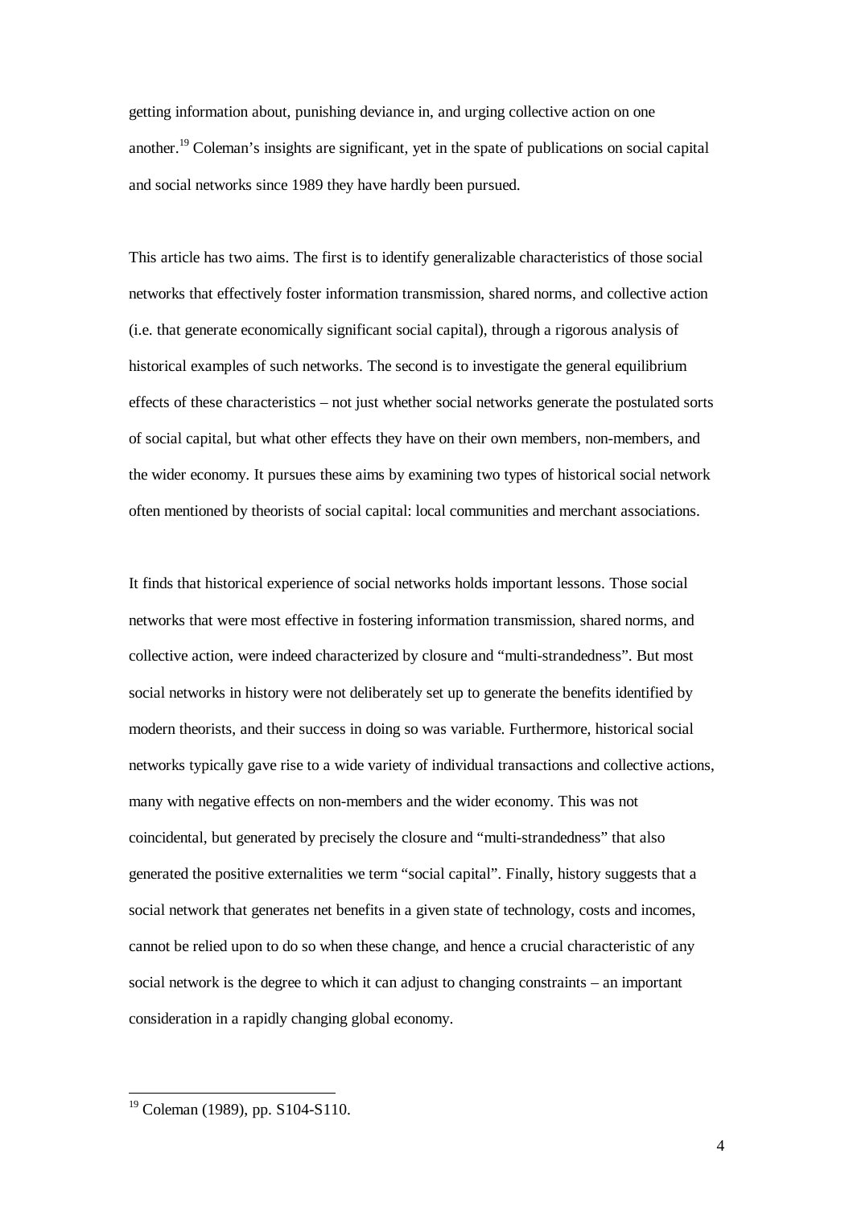getting information about, punishing deviance in, and urging collective action on one another.[19] Coleman's insights are significant, yet in the spate of publications on social capital and social networks since 1989 they have hardly been pursued.

This article has two aims. The first is to identify generalizable characteristics of those social networks that effectively foster information transmission, shared norms, and collective action (i.e. that generate economically significant social capital), through a rigorous analysis of historical examples of such networks. The second is to investigate the general equilibrium effects of these characteristics – not just whether social networks generate the postulated sorts of social capital, but what other effects they have on their own members, non-members, and the wider economy. It pursues these aims by examining two types of historical social network often mentioned by theorists of social capital: local communities and merchant associations.

It finds that historical experience of social networks holds important lessons. Those social networks that were most effective in fostering information transmission, shared norms, and collective action, were indeed characterized by closure and "multi-strandedness". But most social networks in history were not deliberately set up to generate the benefits identified by modern theorists, and their success in doing so was variable. Furthermore, historical social networks typically gave rise to a wide variety of individual transactions and collective actions, many with negative effects on non-members and the wider economy. This was not coincidental, but generated by precisely the closure and "multi-strandedness" that also generated the positive externalities we term "social capital". Finally, history suggests that a social network that generates net benefits in a given state of technology, costs and incomes, cannot be relied upon to do so when these change, and hence a crucial characteristic of any social network is the degree to which it can adjust to changing constraints – an important consideration in a rapidly changing global economy.

---

[19] Coleman (1989), pp. S104-S110.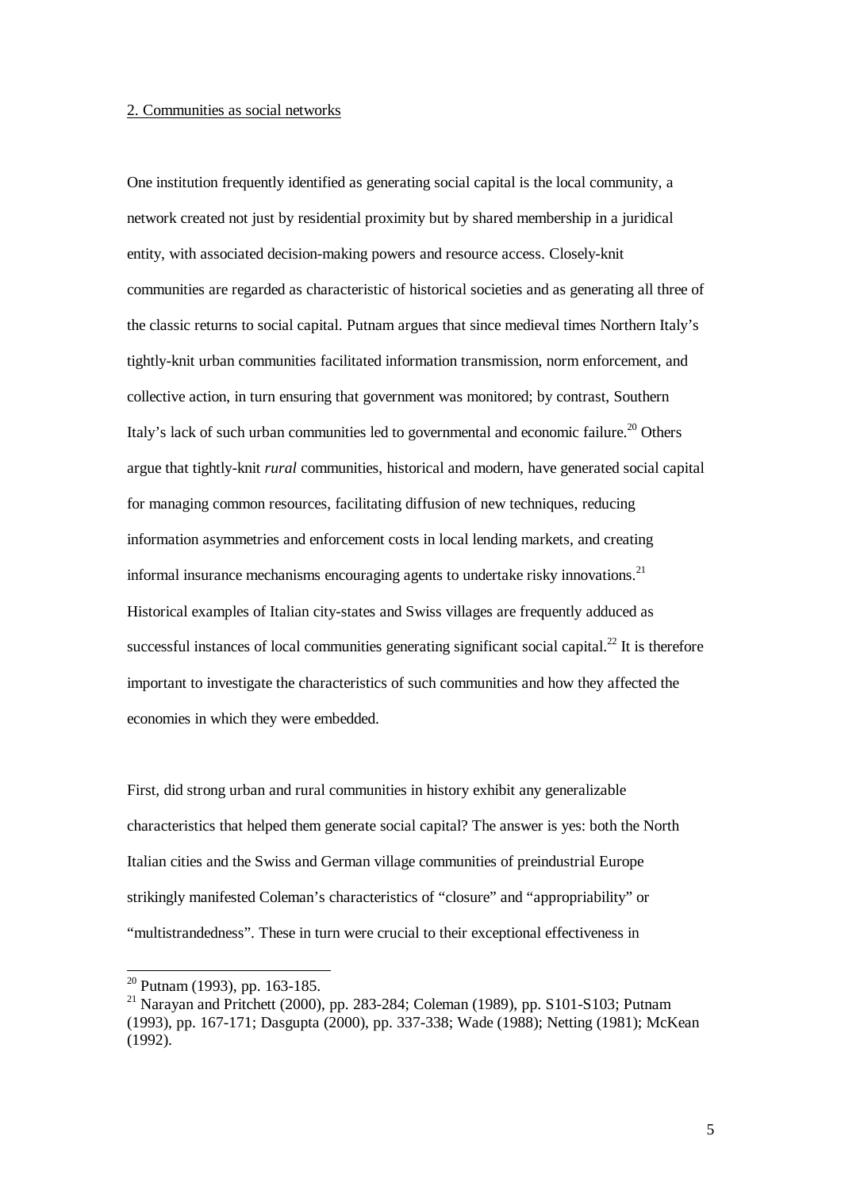## 2. Communities as social networks

One institution frequently identified as generating social capital is the local community, a network created not just by residential proximity but by shared membership in a juridical entity, with associated decision-making powers and resource access. Closely-knit communities are regarded as characteristic of historical societies and as generating all three of the classic returns to social capital. Putnam argues that since medieval times Northern Italy's tightly-knit urban communities facilitated information transmission, norm enforcement, and collective action, in turn ensuring that government was monitored; by contrast, Southern Italy's lack of such urban communities led to governmental and economic failure.[20] Others argue that tightly-knit *rural* communities, historical and modern, have generated social capital for managing common resources, facilitating diffusion of new techniques, reducing information asymmetries and enforcement costs in local lending markets, and creating informal insurance mechanisms encouraging agents to undertake risky innovations.[21] Historical examples of Italian city-states and Swiss villages are frequently adduced as successful instances of local communities generating significant social capital.[22] It is therefore important to investigate the characteristics of such communities and how they affected the economies in which they were embedded.

First, did strong urban and rural communities in history exhibit any generalizable characteristics that helped them generate social capital? The answer is yes: both the North Italian cities and the Swiss and German village communities of preindustrial Europe strikingly manifested Coleman's characteristics of "closure" and "appropriability" or "multistrandedness". These in turn were crucial to their exceptional effectiveness in

[20] Putnam (1993), pp. 163-185.

[21] Narayan and Pritchett (2000), pp. 283-284; Coleman (1989), pp. S101-S103; Putnam (1993), pp. 167-171; Dasgupta (2000), pp. 337-338; Wade (1988); Netting (1981); McKean (1992).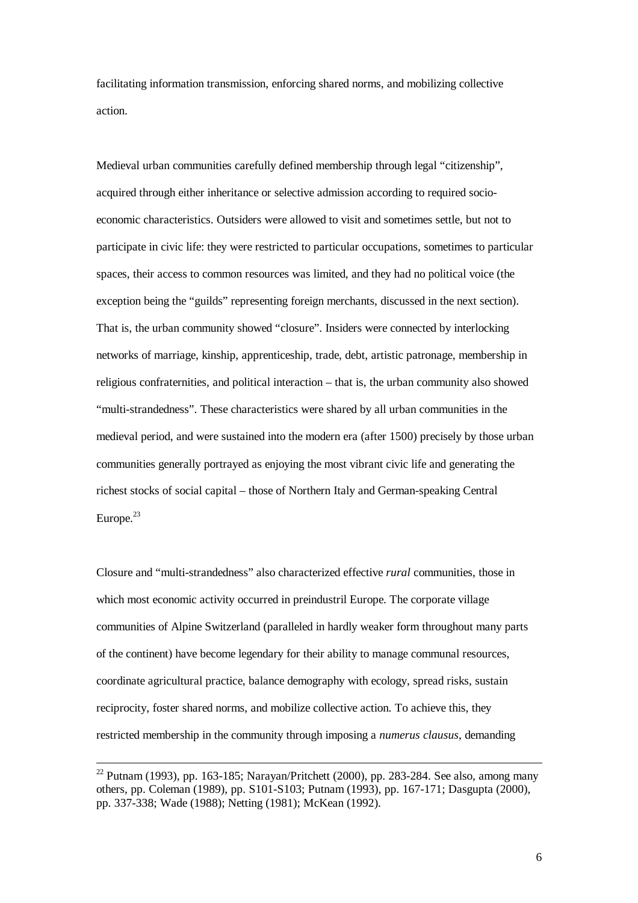facilitating information transmission, enforcing shared norms, and mobilizing collective action.

Medieval urban communities carefully defined membership through legal "citizenship", acquired through either inheritance or selective admission according to required socio-economic characteristics. Outsiders were allowed to visit and sometimes settle, but not to participate in civic life: they were restricted to particular occupations, sometimes to particular spaces, their access to common resources was limited, and they had no political voice (the exception being the "guilds" representing foreign merchants, discussed in the next section). That is, the urban community showed "closure". Insiders were connected by interlocking networks of marriage, kinship, apprenticeship, trade, debt, artistic patronage, membership in religious confraternities, and political interaction – that is, the urban community also showed "multi-strandedness". These characteristics were shared by all urban communities in the medieval period, and were sustained into the modern era (after 1500) precisely by those urban communities generally portrayed as enjoying the most vibrant civic life and generating the richest stocks of social capital – those of Northern Italy and German-speaking Central Europe.[23]

Closure and "multi-strandedness" also characterized effective *rural* communities, those in which most economic activity occurred in preindustril Europe. The corporate village communities of Alpine Switzerland (paralleled in hardly weaker form throughout many parts of the continent) have become legendary for their ability to manage communal resources, coordinate agricultural practice, balance demography with ecology, spread risks, sustain reciprocity, foster shared norms, and mobilize collective action. To achieve this, they restricted membership in the community through imposing a *numerus clausus*, demanding

---

[22] Putnam (1993), pp. 163-185; Narayan/Pritchett (2000), pp. 283-284. See also, among many others, pp. Coleman (1989), pp. S101-S103; Putnam (1993), pp. 167-171; Dasgupta (2000), pp. 337-338; Wade (1988); Netting (1981); McKean (1992).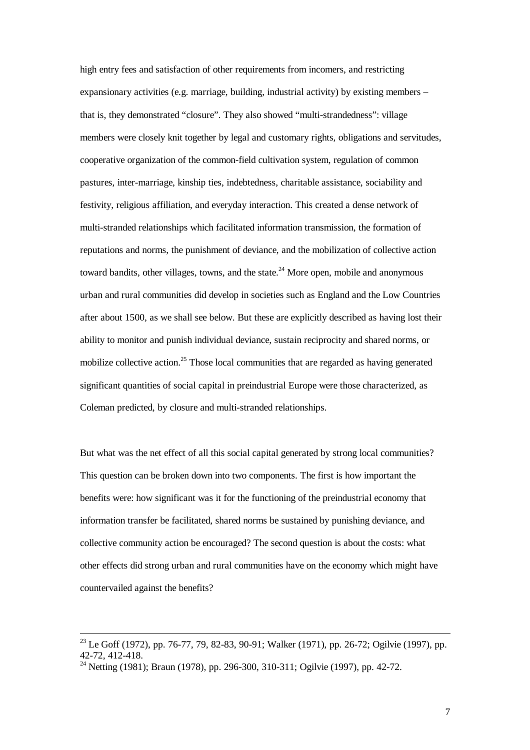high entry fees and satisfaction of other requirements from incomers, and restricting expansionary activities (e.g. marriage, building, industrial activity) by existing members – that is, they demonstrated "closure". They also showed "multi-strandedness": village members were closely knit together by legal and customary rights, obligations and servitudes, cooperative organization of the common-field cultivation system, regulation of common pastures, inter-marriage, kinship ties, indebtedness, charitable assistance, sociability and festivity, religious affiliation, and everyday interaction. This created a dense network of multi-stranded relationships which facilitated information transmission, the formation of reputations and norms, the punishment of deviance, and the mobilization of collective action toward bandits, other villages, towns, and the state.[24] More open, mobile and anonymous urban and rural communities did develop in societies such as England and the Low Countries after about 1500, as we shall see below. But these are explicitly described as having lost their ability to monitor and punish individual deviance, sustain reciprocity and shared norms, or mobilize collective action.[25] Those local communities that are regarded as having generated significant quantities of social capital in preindustrial Europe were those characterized, as Coleman predicted, by closure and multi-stranded relationships.

But what was the net effect of all this social capital generated by strong local communities? This question can be broken down into two components. The first is how important the benefits were: how significant was it for the functioning of the preindustrial economy that information transfer be facilitated, shared norms be sustained by punishing deviance, and collective community action be encouraged? The second question is about the costs: what other effects did strong urban and rural communities have on the economy which might have countervailed against the benefits?

---

[23] Le Goff (1972), pp. 76-77, 79, 82-83, 90-91; Walker (1971), pp. 26-72; Ogilvie (1997), pp. 42-72, 412-418.

[24] Netting (1981); Braun (1978), pp. 296-300, 310-311; Ogilvie (1997), pp. 42-72.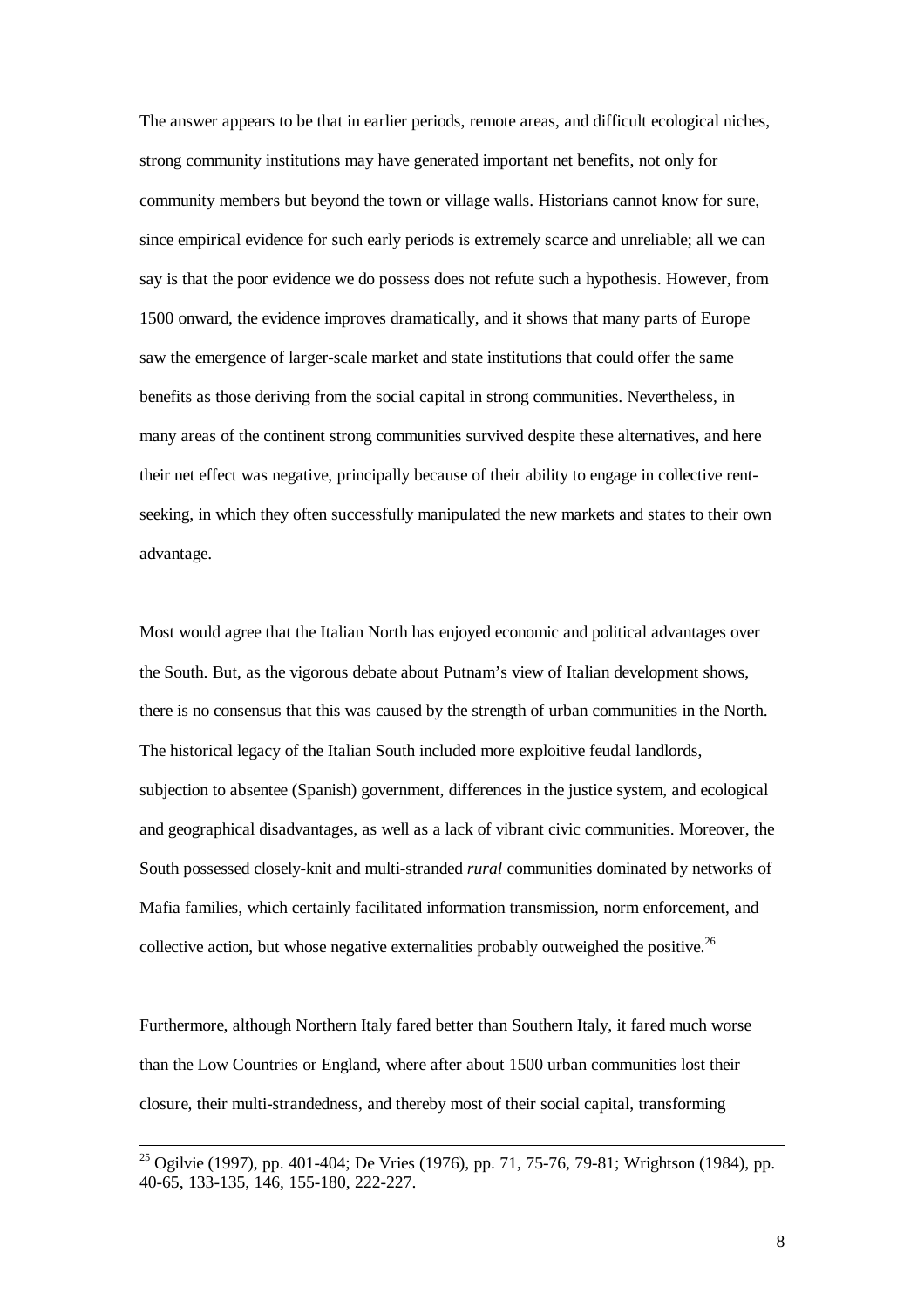The answer appears to be that in earlier periods, remote areas, and difficult ecological niches, strong community institutions may have generated important net benefits, not only for community members but beyond the town or village walls. Historians cannot know for sure, since empirical evidence for such early periods is extremely scarce and unreliable; all we can say is that the poor evidence we do possess does not refute such a hypothesis. However, from 1500 onward, the evidence improves dramatically, and it shows that many parts of Europe saw the emergence of larger-scale market and state institutions that could offer the same benefits as those deriving from the social capital in strong communities. Nevertheless, in many areas of the continent strong communities survived despite these alternatives, and here their net effect was negative, principally because of their ability to engage in collective rent-seeking, in which they often successfully manipulated the new markets and states to their own advantage.

Most would agree that the Italian North has enjoyed economic and political advantages over the South. But, as the vigorous debate about Putnam's view of Italian development shows, there is no consensus that this was caused by the strength of urban communities in the North. The historical legacy of the Italian South included more exploitive feudal landlords, subjection to absentee (Spanish) government, differences in the justice system, and ecological and geographical disadvantages, as well as a lack of vibrant civic communities. Moreover, the South possessed closely-knit and multi-stranded *rural* communities dominated by networks of Mafia families, which certainly facilitated information transmission, norm enforcement, and collective action, but whose negative externalities probably outweighed the positive.[26]

Furthermore, although Northern Italy fared better than Southern Italy, it fared much worse than the Low Countries or England, where after about 1500 urban communities lost their closure, their multi-strandedness, and thereby most of their social capital, transforming

---

[25] Ogilvie (1997), pp. 401-404; De Vries (1976), pp. 71, 75-76, 79-81; Wrightson (1984), pp. 40-65, 133-135, 146, 155-180, 222-227.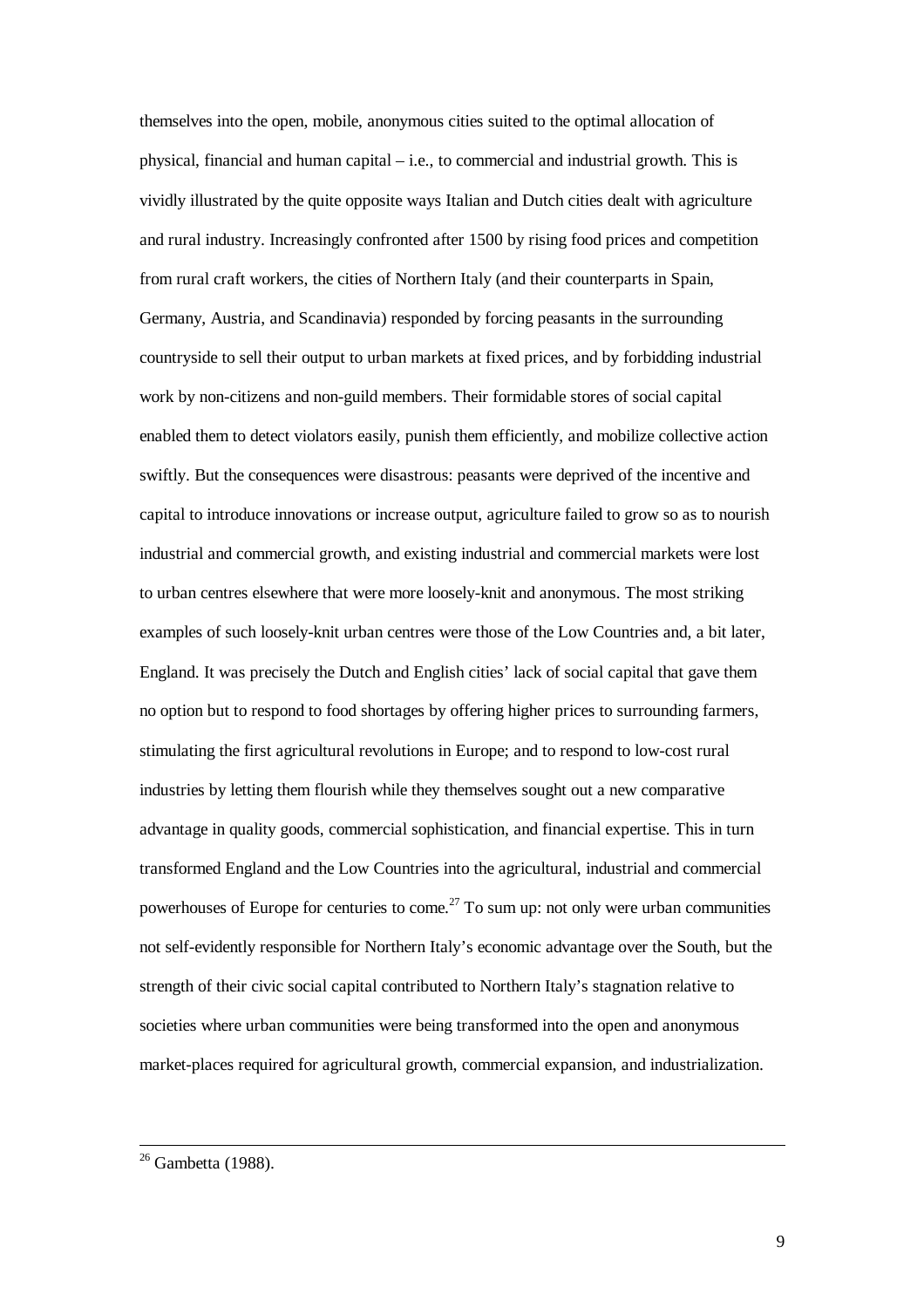themselves into the open, mobile, anonymous cities suited to the optimal allocation of physical, financial and human capital – i.e., to commercial and industrial growth. This is vividly illustrated by the quite opposite ways Italian and Dutch cities dealt with agriculture and rural industry. Increasingly confronted after 1500 by rising food prices and competition from rural craft workers, the cities of Northern Italy (and their counterparts in Spain, Germany, Austria, and Scandinavia) responded by forcing peasants in the surrounding countryside to sell their output to urban markets at fixed prices, and by forbidding industrial work by non-citizens and non-guild members. Their formidable stores of social capital enabled them to detect violators easily, punish them efficiently, and mobilize collective action swiftly. But the consequences were disastrous: peasants were deprived of the incentive and capital to introduce innovations or increase output, agriculture failed to grow so as to nourish industrial and commercial growth, and existing industrial and commercial markets were lost to urban centres elsewhere that were more loosely-knit and anonymous. The most striking examples of such loosely-knit urban centres were those of the Low Countries and, a bit later, England. It was precisely the Dutch and English cities' lack of social capital that gave them no option but to respond to food shortages by offering higher prices to surrounding farmers, stimulating the first agricultural revolutions in Europe; and to respond to low-cost rural industries by letting them flourish while they themselves sought out a new comparative advantage in quality goods, commercial sophistication, and financial expertise. This in turn transformed England and the Low Countries into the agricultural, industrial and commercial powerhouses of Europe for centuries to come.[27] To sum up: not only were urban communities not self-evidently responsible for Northern Italy's economic advantage over the South, but the strength of their civic social capital contributed to Northern Italy's stagnation relative to societies where urban communities were being transformed into the open and anonymous market-places required for agricultural growth, commercial expansion, and industrialization.

[26] Gambetta (1988).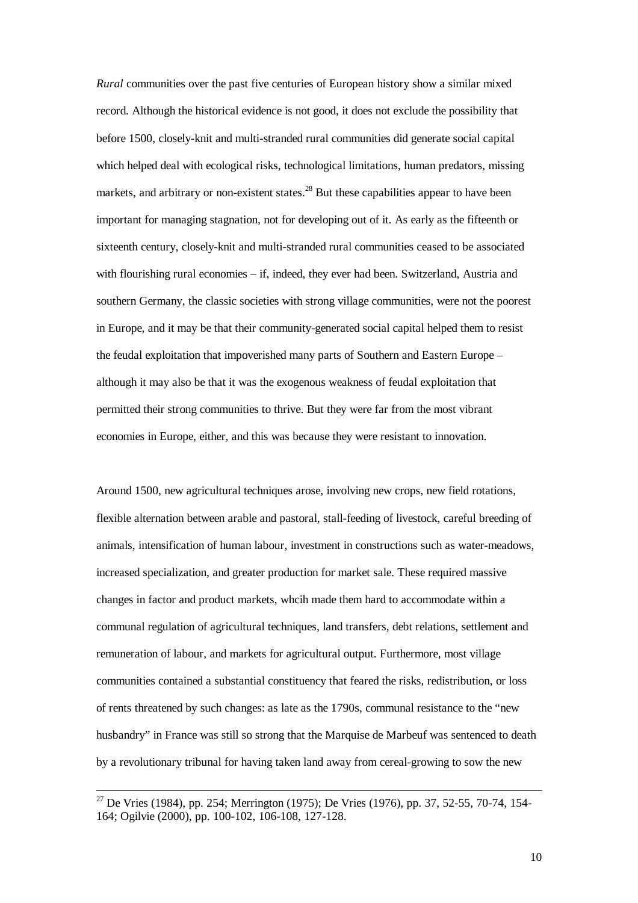*Rural* communities over the past five centuries of European history show a similar mixed record. Although the historical evidence is not good, it does not exclude the possibility that before 1500, closely-knit and multi-stranded rural communities did generate social capital which helped deal with ecological risks, technological limitations, human predators, missing markets, and arbitrary or non-existent states.[28] But these capabilities appear to have been important for managing stagnation, not for developing out of it. As early as the fifteenth or sixteenth century, closely-knit and multi-stranded rural communities ceased to be associated with flourishing rural economies – if, indeed, they ever had been. Switzerland, Austria and southern Germany, the classic societies with strong village communities, were not the poorest in Europe, and it may be that their community-generated social capital helped them to resist the feudal exploitation that impoverished many parts of Southern and Eastern Europe – although it may also be that it was the exogenous weakness of feudal exploitation that permitted their strong communities to thrive. But they were far from the most vibrant economies in Europe, either, and this was because they were resistant to innovation.

Around 1500, new agricultural techniques arose, involving new crops, new field rotations, flexible alternation between arable and pastoral, stall-feeding of livestock, careful breeding of animals, intensification of human labour, investment in constructions such as water-meadows, increased specialization, and greater production for market sale. These required massive changes in factor and product markets, whcih made them hard to accommodate within a communal regulation of agricultural techniques, land transfers, debt relations, settlement and remuneration of labour, and markets for agricultural output. Furthermore, most village communities contained a substantial constituency that feared the risks, redistribution, or loss of rents threatened by such changes: as late as the 1790s, communal resistance to the "new husbandry" in France was still so strong that the Marquise de Marbeuf was sentenced to death by a revolutionary tribunal for having taken land away from cereal-growing to sow the new

---

[27] De Vries (1984), pp. 254; Merrington (1975); De Vries (1976), pp. 37, 52-55, 70-74, 154-164; Ogilvie (2000), pp. 100-102, 106-108, 127-128.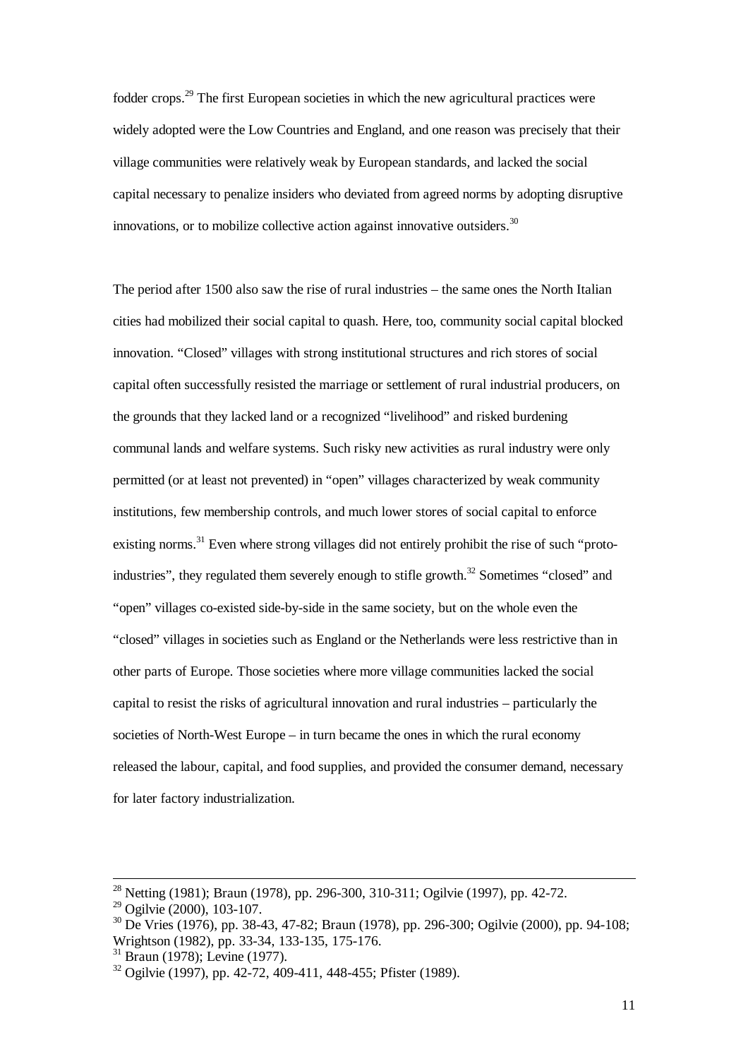fodder crops.[29] The first European societies in which the new agricultural practices were widely adopted were the Low Countries and England, and one reason was precisely that their village communities were relatively weak by European standards, and lacked the social capital necessary to penalize insiders who deviated from agreed norms by adopting disruptive innovations, or to mobilize collective action against innovative outsiders.[30]

The period after 1500 also saw the rise of rural industries – the same ones the North Italian cities had mobilized their social capital to quash. Here, too, community social capital blocked innovation. "Closed" villages with strong institutional structures and rich stores of social capital often successfully resisted the marriage or settlement of rural industrial producers, on the grounds that they lacked land or a recognized "livelihood" and risked burdening communal lands and welfare systems. Such risky new activities as rural industry were only permitted (or at least not prevented) in "open" villages characterized by weak community institutions, few membership controls, and much lower stores of social capital to enforce existing norms.[31] Even where strong villages did not entirely prohibit the rise of such "proto-industries", they regulated them severely enough to stifle growth.[32] Sometimes "closed" and "open" villages co-existed side-by-side in the same society, but on the whole even the "closed" villages in societies such as England or the Netherlands were less restrictive than in other parts of Europe. Those societies where more village communities lacked the social capital to resist the risks of agricultural innovation and rural industries – particularly the societies of North-West Europe – in turn became the ones in which the rural economy released the labour, capital, and food supplies, and provided the consumer demand, necessary for later factory industrialization.

---

[28] Netting (1981); Braun (1978), pp. 296-300, 310-311; Ogilvie (1997), pp. 42-72.

[29] Ogilvie (2000), 103-107.

[30] De Vries (1976), pp. 38-43, 47-82; Braun (1978), pp. 296-300; Ogilvie (2000), pp. 94-108; Wrightson (1982), pp. 33-34, 133-135, 175-176.

[31] Braun (1978); Levine (1977).

[32] Ogilvie (1997), pp. 42-72, 409-411, 448-455; Pfister (1989).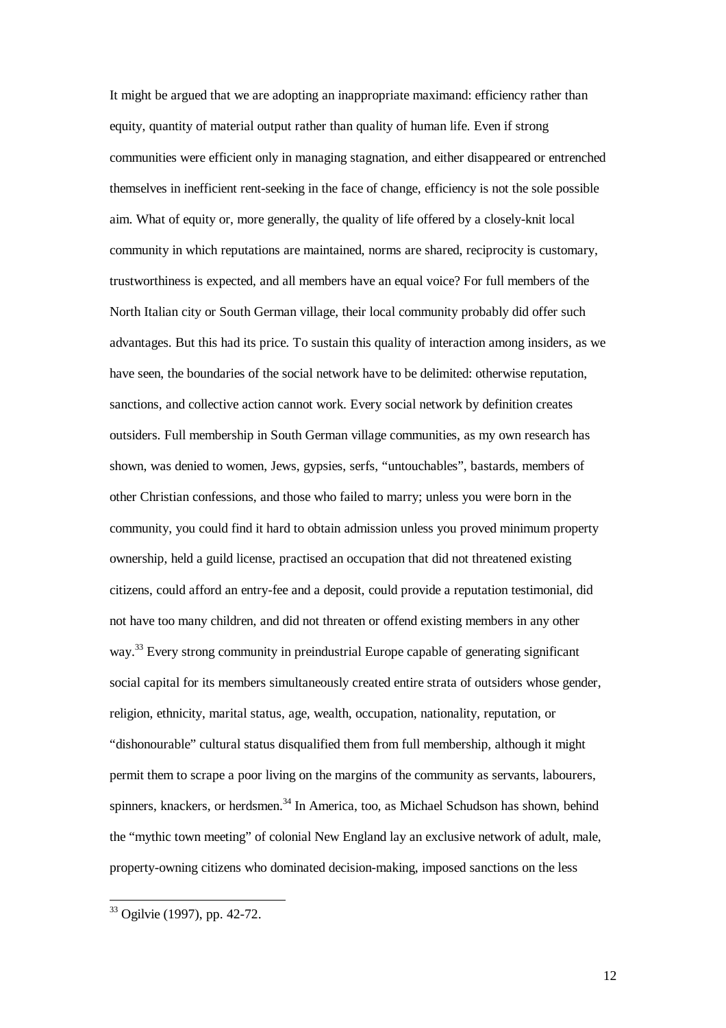It might be argued that we are adopting an inappropriate maximand: efficiency rather than equity, quantity of material output rather than quality of human life. Even if strong communities were efficient only in managing stagnation, and either disappeared or entrenched themselves in inefficient rent-seeking in the face of change, efficiency is not the sole possible aim. What of equity or, more generally, the quality of life offered by a closely-knit local community in which reputations are maintained, norms are shared, reciprocity is customary, trustworthiness is expected, and all members have an equal voice? For full members of the North Italian city or South German village, their local community probably did offer such advantages. But this had its price. To sustain this quality of interaction among insiders, as we have seen, the boundaries of the social network have to be delimited: otherwise reputation, sanctions, and collective action cannot work. Every social network by definition creates outsiders. Full membership in South German village communities, as my own research has shown, was denied to women, Jews, gypsies, serfs, "untouchables", bastards, members of other Christian confessions, and those who failed to marry; unless you were born in the community, you could find it hard to obtain admission unless you proved minimum property ownership, held a guild license, practised an occupation that did not threatened existing citizens, could afford an entry-fee and a deposit, could provide a reputation testimonial, did not have too many children, and did not threaten or offend existing members in any other way.[33] Every strong community in preindustrial Europe capable of generating significant social capital for its members simultaneously created entire strata of outsiders whose gender, religion, ethnicity, marital status, age, wealth, occupation, nationality, reputation, or "dishonourable" cultural status disqualified them from full membership, although it might permit them to scrape a poor living on the margins of the community as servants, labourers, spinners, knackers, or herdsmen.[34] In America, too, as Michael Schudson has shown, behind the "mythic town meeting" of colonial New England lay an exclusive network of adult, male, property-owning citizens who dominated decision-making, imposed sanctions on the less

[33] Ogilvie (1997), pp. 42-72.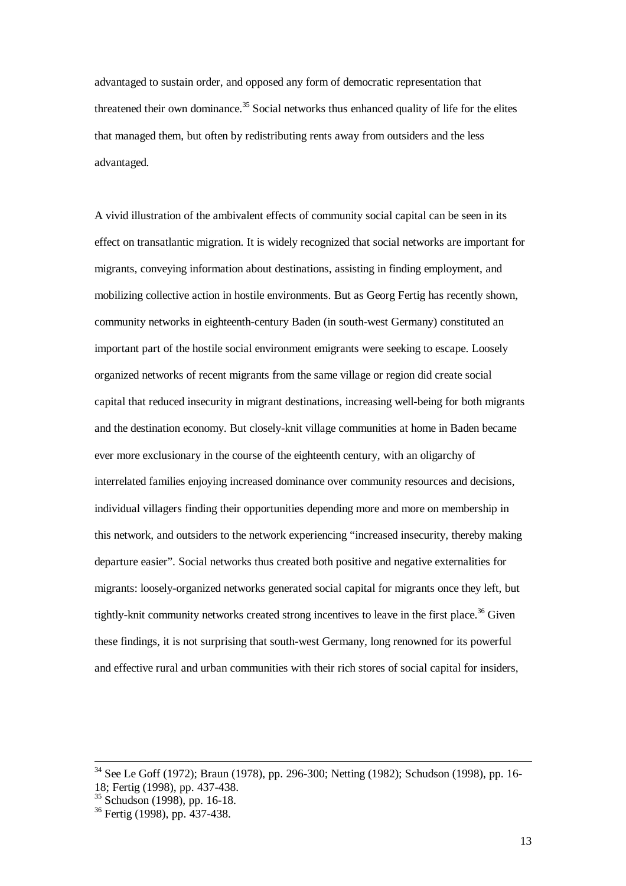advantaged to sustain order, and opposed any form of democratic representation that threatened their own dominance.[35] Social networks thus enhanced quality of life for the elites that managed them, but often by redistributing rents away from outsiders and the less advantaged.

A vivid illustration of the ambivalent effects of community social capital can be seen in its effect on transatlantic migration. It is widely recognized that social networks are important for migrants, conveying information about destinations, assisting in finding employment, and mobilizing collective action in hostile environments. But as Georg Fertig has recently shown, community networks in eighteenth-century Baden (in south-west Germany) constituted an important part of the hostile social environment emigrants were seeking to escape. Loosely organized networks of recent migrants from the same village or region did create social capital that reduced insecurity in migrant destinations, increasing well-being for both migrants and the destination economy. But closely-knit village communities at home in Baden became ever more exclusionary in the course of the eighteenth century, with an oligarchy of interrelated families enjoying increased dominance over community resources and decisions, individual villagers finding their opportunities depending more and more on membership in this network, and outsiders to the network experiencing "increased insecurity, thereby making departure easier". Social networks thus created both positive and negative externalities for migrants: loosely-organized networks generated social capital for migrants once they left, but tightly-knit community networks created strong incentives to leave in the first place.[36] Given these findings, it is not surprising that south-west Germany, long renowned for its powerful and effective rural and urban communities with their rich stores of social capital for insiders,

---

[34] See Le Goff (1972); Braun (1978), pp. 296-300; Netting (1982); Schudson (1998), pp. 16-18; Fertig (1998), pp. 437-438.

[35] Schudson (1998), pp. 16-18.

[36] Fertig (1998), pp. 437-438.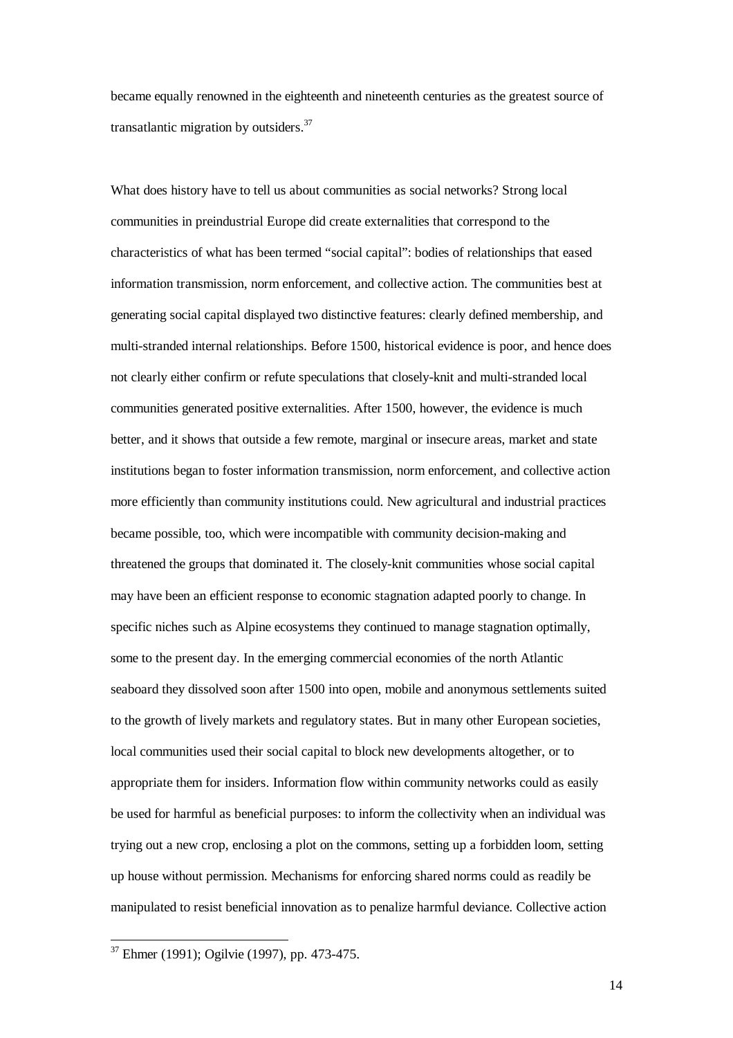became equally renowned in the eighteenth and nineteenth centuries as the greatest source of transatlantic migration by outsiders.[37]

What does history have to tell us about communities as social networks? Strong local communities in preindustrial Europe did create externalities that correspond to the characteristics of what has been termed "social capital": bodies of relationships that eased information transmission, norm enforcement, and collective action. The communities best at generating social capital displayed two distinctive features: clearly defined membership, and multi-stranded internal relationships. Before 1500, historical evidence is poor, and hence does not clearly either confirm or refute speculations that closely-knit and multi-stranded local communities generated positive externalities. After 1500, however, the evidence is much better, and it shows that outside a few remote, marginal or insecure areas, market and state institutions began to foster information transmission, norm enforcement, and collective action more efficiently than community institutions could. New agricultural and industrial practices became possible, too, which were incompatible with community decision-making and threatened the groups that dominated it. The closely-knit communities whose social capital may have been an efficient response to economic stagnation adapted poorly to change. In specific niches such as Alpine ecosystems they continued to manage stagnation optimally, some to the present day. In the emerging commercial economies of the north Atlantic seaboard they dissolved soon after 1500 into open, mobile and anonymous settlements suited to the growth of lively markets and regulatory states. But in many other European societies, local communities used their social capital to block new developments altogether, or to appropriate them for insiders. Information flow within community networks could as easily be used for harmful as beneficial purposes: to inform the collectivity when an individual was trying out a new crop, enclosing a plot on the commons, setting up a forbidden loom, setting up house without permission. Mechanisms for enforcing shared norms could as readily be manipulated to resist beneficial innovation as to penalize harmful deviance. Collective action

---

[37] Ehmer (1991); Ogilvie (1997), pp. 473-475.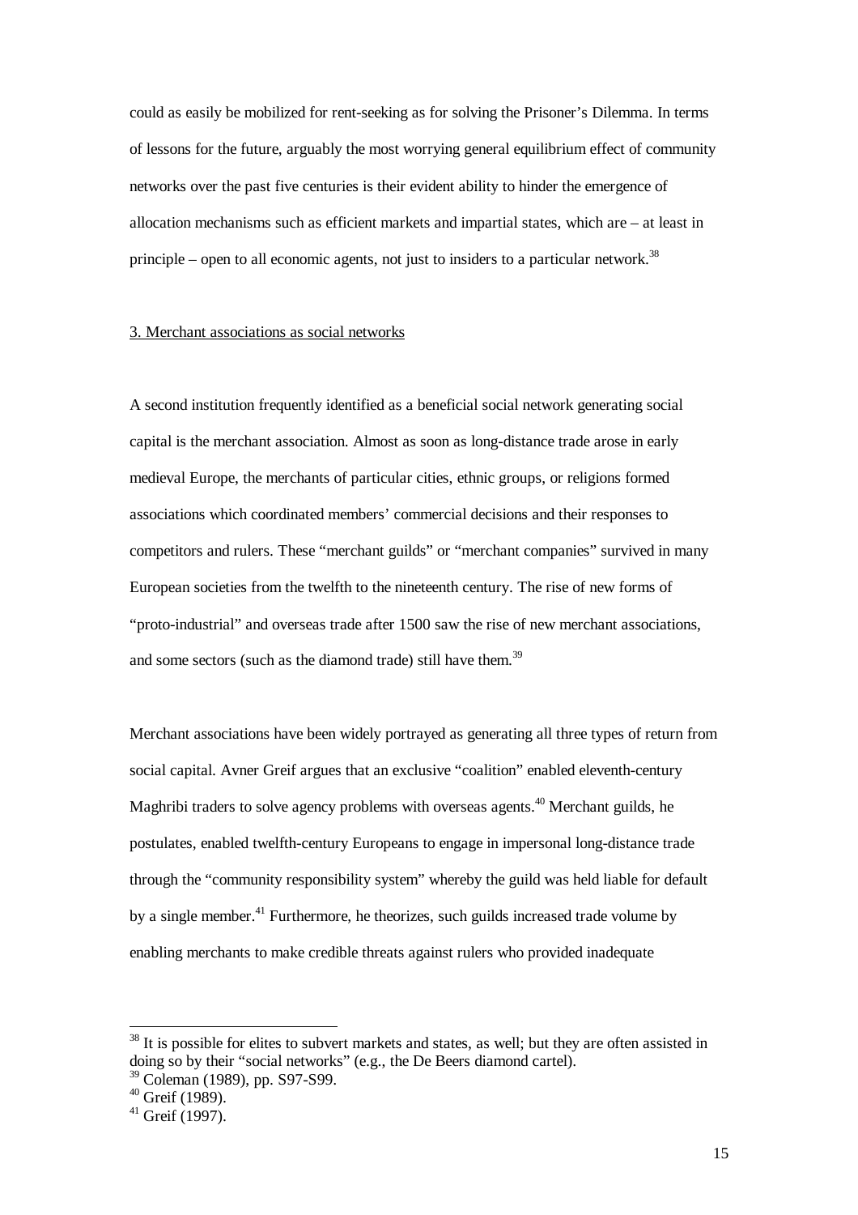could as easily be mobilized for rent-seeking as for solving the Prisoner's Dilemma. In terms of lessons for the future, arguably the most worrying general equilibrium effect of community networks over the past five centuries is their evident ability to hinder the emergence of allocation mechanisms such as efficient markets and impartial states, which are – at least in principle – open to all economic agents, not just to insiders to a particular network.[38]

## 3. Merchant associations as social networks

A second institution frequently identified as a beneficial social network generating social capital is the merchant association. Almost as soon as long-distance trade arose in early medieval Europe, the merchants of particular cities, ethnic groups, or religions formed associations which coordinated members' commercial decisions and their responses to competitors and rulers. These "merchant guilds" or "merchant companies" survived in many European societies from the twelfth to the nineteenth century. The rise of new forms of "proto-industrial" and overseas trade after 1500 saw the rise of new merchant associations, and some sectors (such as the diamond trade) still have them.[39]

Merchant associations have been widely portrayed as generating all three types of return from social capital. Avner Greif argues that an exclusive "coalition" enabled eleventh-century Maghribi traders to solve agency problems with overseas agents.[40] Merchant guilds, he postulates, enabled twelfth-century Europeans to engage in impersonal long-distance trade through the "community responsibility system" whereby the guild was held liable for default by a single member.[41] Furthermore, he theorizes, such guilds increased trade volume by enabling merchants to make credible threats against rulers who provided inadequate

---

[38] It is possible for elites to subvert markets and states, as well; but they are often assisted in doing so by their "social networks" (e.g., the De Beers diamond cartel).

[39] Coleman (1989), pp. S97-S99.

[40] Greif (1989).

[41] Greif (1997).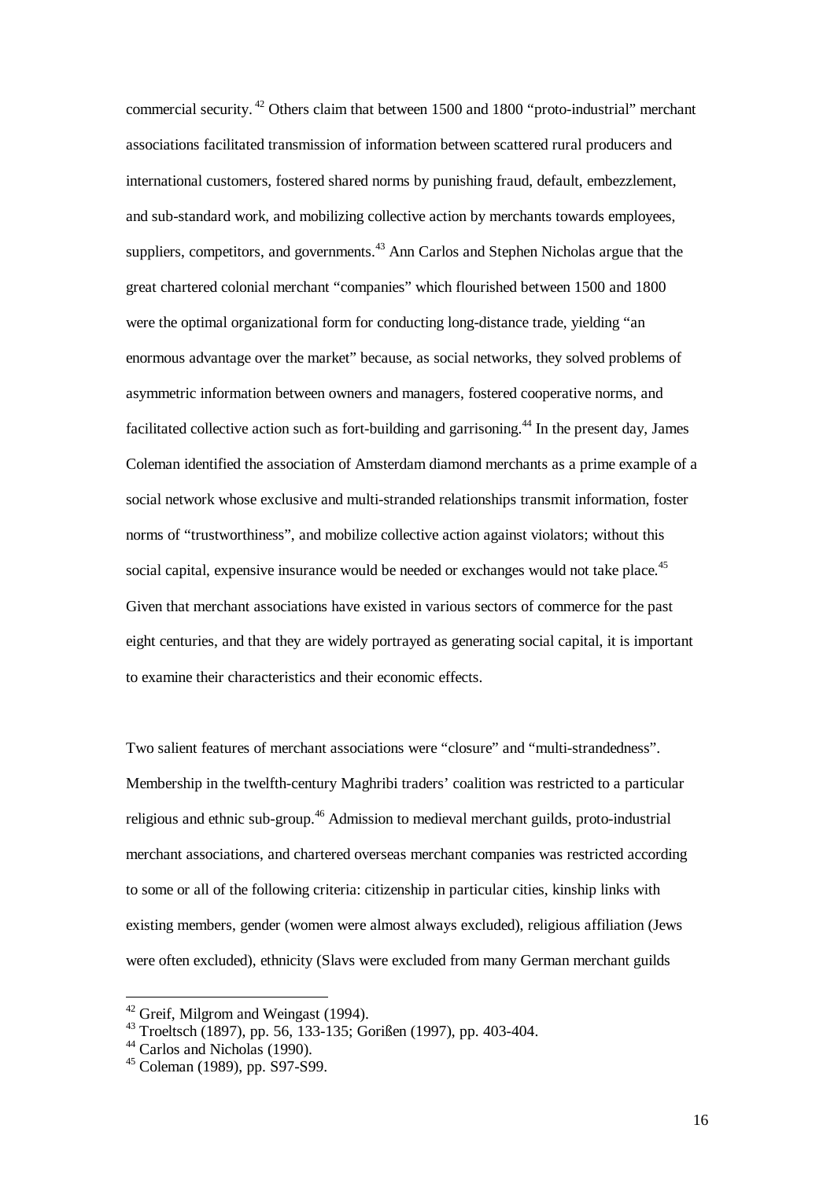commercial security.[42] Others claim that between 1500 and 1800 "proto-industrial" merchant associations facilitated transmission of information between scattered rural producers and international customers, fostered shared norms by punishing fraud, default, embezzlement, and sub-standard work, and mobilizing collective action by merchants towards employees, suppliers, competitors, and governments.[43] Ann Carlos and Stephen Nicholas argue that the great chartered colonial merchant "companies" which flourished between 1500 and 1800 were the optimal organizational form for conducting long-distance trade, yielding "an enormous advantage over the market" because, as social networks, they solved problems of asymmetric information between owners and managers, fostered cooperative norms, and facilitated collective action such as fort-building and garrisoning.[44] In the present day, James Coleman identified the association of Amsterdam diamond merchants as a prime example of a social network whose exclusive and multi-stranded relationships transmit information, foster norms of "trustworthiness", and mobilize collective action against violators; without this social capital, expensive insurance would be needed or exchanges would not take place.[45] Given that merchant associations have existed in various sectors of commerce for the past eight centuries, and that they are widely portrayed as generating social capital, it is important to examine their characteristics and their economic effects.

Two salient features of merchant associations were "closure" and "multi-strandedness". Membership in the twelfth-century Maghribi traders' coalition was restricted to a particular religious and ethnic sub-group.[46] Admission to medieval merchant guilds, proto-industrial merchant associations, and chartered overseas merchant companies was restricted according to some or all of the following criteria: citizenship in particular cities, kinship links with existing members, gender (women were almost always excluded), religious affiliation (Jews were often excluded), ethnicity (Slavs were excluded from many German merchant guilds

---

[42] Greif, Milgrom and Weingast (1994).

[43] Troeltsch (1897), pp. 56, 133-135; Gorißen (1997), pp. 403-404.

[44] Carlos and Nicholas (1990).

[45] Coleman (1989), pp. S97-S99.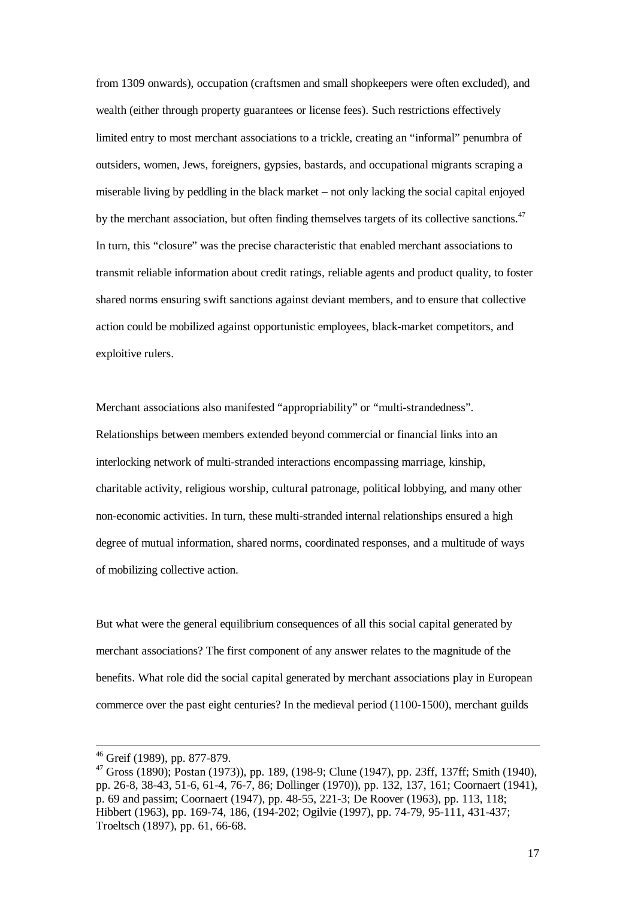from 1309 onwards), occupation (craftsmen and small shopkeepers were often excluded), and wealth (either through property guarantees or license fees). Such restrictions effectively limited entry to most merchant associations to a trickle, creating an "informal" penumbra of outsiders, women, Jews, foreigners, gypsies, bastards, and occupational migrants scraping a miserable living by peddling in the black market – not only lacking the social capital enjoyed by the merchant association, but often finding themselves targets of its collective sanctions.[47] In turn, this "closure" was the precise characteristic that enabled merchant associations to transmit reliable information about credit ratings, reliable agents and product quality, to foster shared norms ensuring swift sanctions against deviant members, and to ensure that collective action could be mobilized against opportunistic employees, black-market competitors, and exploitive rulers.

Merchant associations also manifested "appropriability" or "multi-strandedness". Relationships between members extended beyond commercial or financial links into an interlocking network of multi-stranded interactions encompassing marriage, kinship, charitable activity, religious worship, cultural patronage, political lobbying, and many other non-economic activities. In turn, these multi-stranded internal relationships ensured a high degree of mutual information, shared norms, coordinated responses, and a multitude of ways of mobilizing collective action.

But what were the general equilibrium consequences of all this social capital generated by merchant associations? The first component of any answer relates to the magnitude of the benefits. What role did the social capital generated by merchant associations play in European commerce over the past eight centuries? In the medieval period (1100-1500), merchant guilds

---

[46] Greif (1989), pp. 877-879.

[47] Gross (1890); Postan (1973)), pp. 189, (198-9; Clune (1947), pp. 23ff, 137ff; Smith (1940), pp. 26-8, 38-43, 51-6, 61-4, 76-7, 86; Dollinger (1970)), pp. 132, 137, 161; Coornaert (1941), p. 69 and passim; Coornaert (1947), pp. 48-55, 221-3; De Roover (1963), pp. 113, 118; Hibbert (1963), pp. 169-74, 186, (194-202; Ogilvie (1997), pp. 74-79, 95-111, 431-437; Troeltsch (1897), pp. 61, 66-68.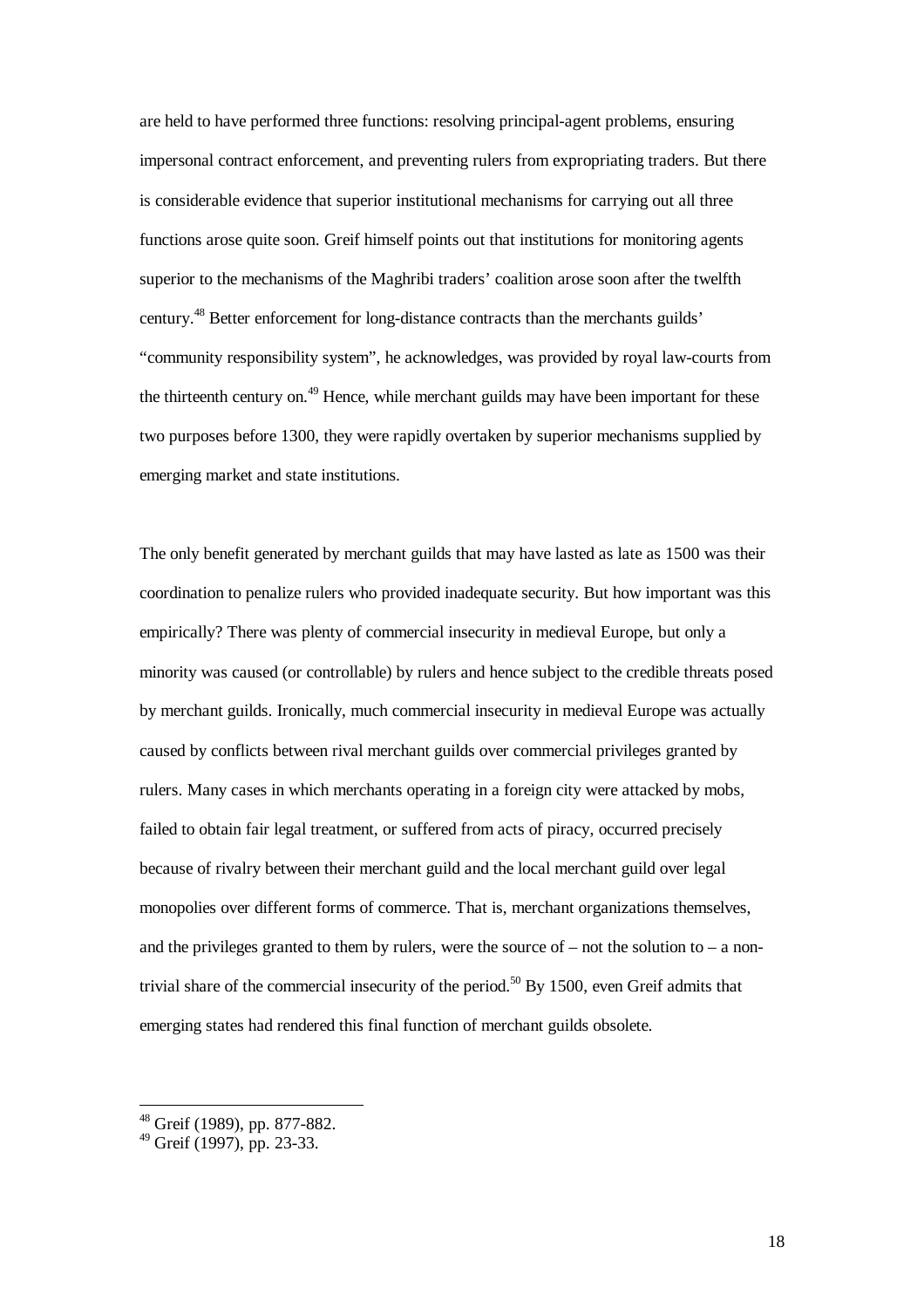are held to have performed three functions: resolving principal-agent problems, ensuring impersonal contract enforcement, and preventing rulers from expropriating traders. But there is considerable evidence that superior institutional mechanisms for carrying out all three functions arose quite soon. Greif himself points out that institutions for monitoring agents superior to the mechanisms of the Maghribi traders' coalition arose soon after the twelfth century.[48] Better enforcement for long-distance contracts than the merchants guilds' "community responsibility system", he acknowledges, was provided by royal law-courts from the thirteenth century on.[49] Hence, while merchant guilds may have been important for these two purposes before 1300, they were rapidly overtaken by superior mechanisms supplied by emerging market and state institutions.

The only benefit generated by merchant guilds that may have lasted as late as 1500 was their coordination to penalize rulers who provided inadequate security. But how important was this empirically? There was plenty of commercial insecurity in medieval Europe, but only a minority was caused (or controllable) by rulers and hence subject to the credible threats posed by merchant guilds. Ironically, much commercial insecurity in medieval Europe was actually caused by conflicts between rival merchant guilds over commercial privileges granted by rulers. Many cases in which merchants operating in a foreign city were attacked by mobs, failed to obtain fair legal treatment, or suffered from acts of piracy, occurred precisely because of rivalry between their merchant guild and the local merchant guild over legal monopolies over different forms of commerce. That is, merchant organizations themselves, and the privileges granted to them by rulers, were the source of – not the solution to – a non-trivial share of the commercial insecurity of the period.[50] By 1500, even Greif admits that emerging states had rendered this final function of merchant guilds obsolete.

[48] Greif (1989), pp. 877-882.
[49] Greif (1997), pp. 23-33.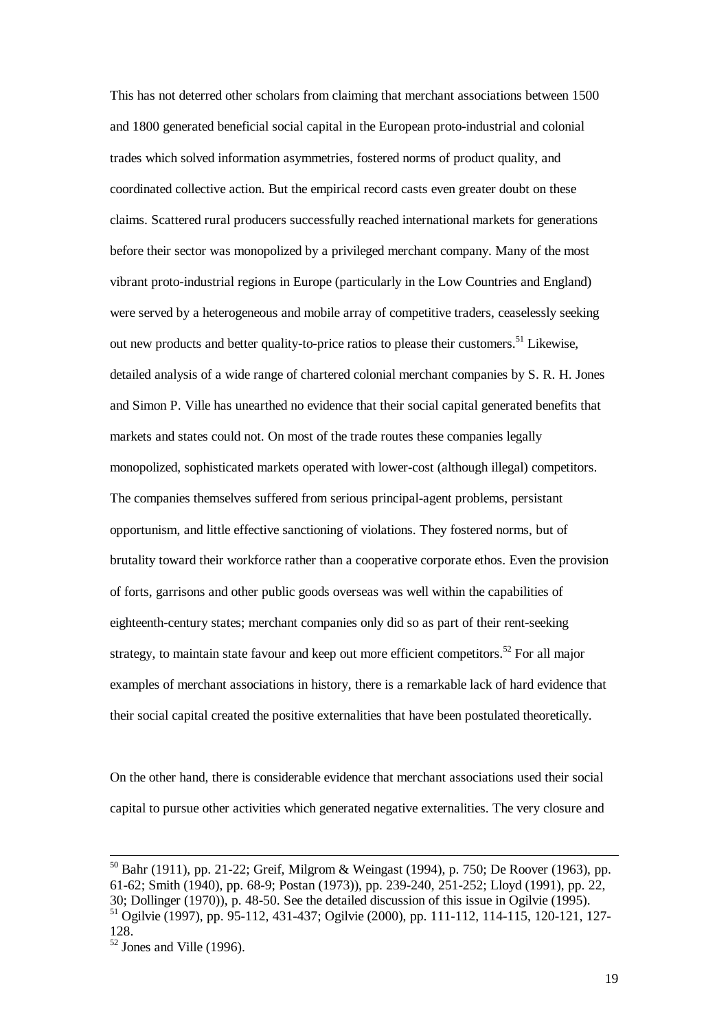This has not deterred other scholars from claiming that merchant associations between 1500 and 1800 generated beneficial social capital in the European proto-industrial and colonial trades which solved information asymmetries, fostered norms of product quality, and coordinated collective action. But the empirical record casts even greater doubt on these claims. Scattered rural producers successfully reached international markets for generations before their sector was monopolized by a privileged merchant company. Many of the most vibrant proto-industrial regions in Europe (particularly in the Low Countries and England) were served by a heterogeneous and mobile array of competitive traders, ceaselessly seeking out new products and better quality-to-price ratios to please their customers.[51] Likewise, detailed analysis of a wide range of chartered colonial merchant companies by S. R. H. Jones and Simon P. Ville has unearthed no evidence that their social capital generated benefits that markets and states could not. On most of the trade routes these companies legally monopolized, sophisticated markets operated with lower-cost (although illegal) competitors. The companies themselves suffered from serious principal-agent problems, persistant opportunism, and little effective sanctioning of violations. They fostered norms, but of brutality toward their workforce rather than a cooperative corporate ethos. Even the provision of forts, garrisons and other public goods overseas was well within the capabilities of eighteenth-century states; merchant companies only did so as part of their rent-seeking strategy, to maintain state favour and keep out more efficient competitors.[52] For all major examples of merchant associations in history, there is a remarkable lack of hard evidence that their social capital created the positive externalities that have been postulated theoretically.

On the other hand, there is considerable evidence that merchant associations used their social capital to pursue other activities which generated negative externalities. The very closure and

---

[50] Bahr (1911), pp. 21-22; Greif, Milgrom & Weingast (1994), p. 750; De Roover (1963), pp. 61-62; Smith (1940), pp. 68-9; Postan (1973)), pp. 239-240, 251-252; Lloyd (1991), pp. 22, 30; Dollinger (1970)), p. 48-50. See the detailed discussion of this issue in Ogilvie (1995).

[51] Ogilvie (1997), pp. 95-112, 431-437; Ogilvie (2000), pp. 111-112, 114-115, 120-121, 127-128.

[52] Jones and Ville (1996).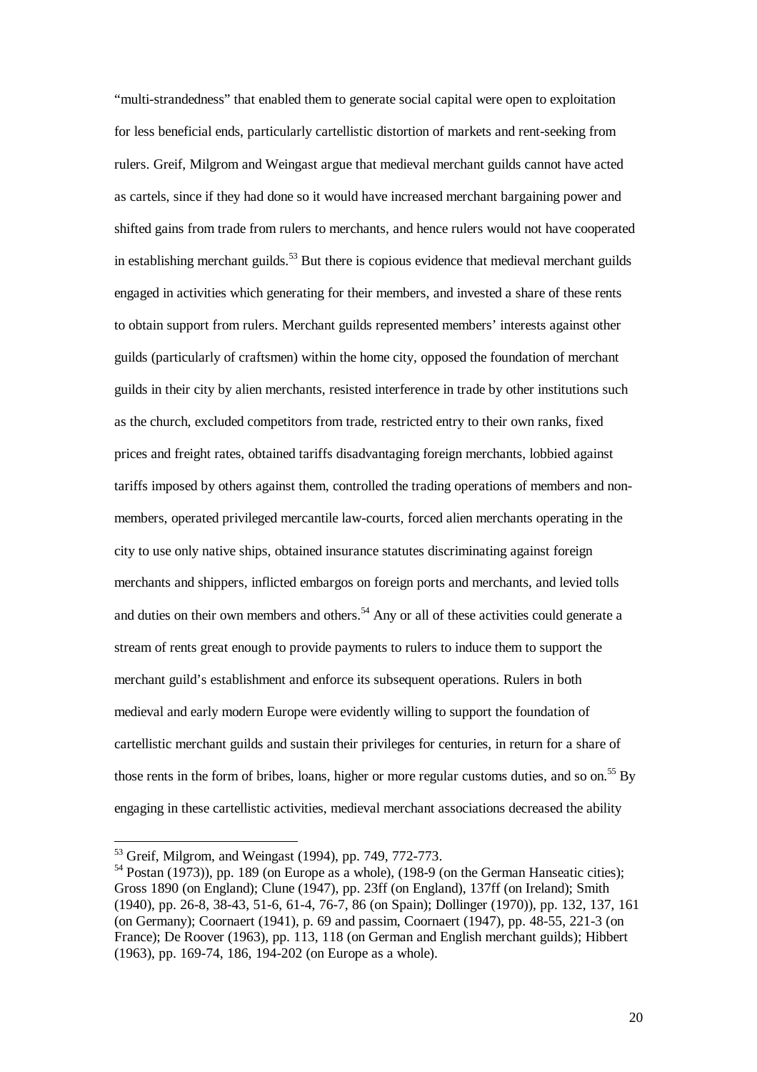"multi-strandedness" that enabled them to generate social capital were open to exploitation for less beneficial ends, particularly cartellistic distortion of markets and rent-seeking from rulers. Greif, Milgrom and Weingast argue that medieval merchant guilds cannot have acted as cartels, since if they had done so it would have increased merchant bargaining power and shifted gains from trade from rulers to merchants, and hence rulers would not have cooperated in establishing merchant guilds.[53] But there is copious evidence that medieval merchant guilds engaged in activities which generating for their members, and invested a share of these rents to obtain support from rulers. Merchant guilds represented members' interests against other guilds (particularly of craftsmen) within the home city, opposed the foundation of merchant guilds in their city by alien merchants, resisted interference in trade by other institutions such as the church, excluded competitors from trade, restricted entry to their own ranks, fixed prices and freight rates, obtained tariffs disadvantaging foreign merchants, lobbied against tariffs imposed by others against them, controlled the trading operations of members and non-members, operated privileged mercantile law-courts, forced alien merchants operating in the city to use only native ships, obtained insurance statutes discriminating against foreign merchants and shippers, inflicted embargos on foreign ports and merchants, and levied tolls and duties on their own members and others.[54] Any or all of these activities could generate a stream of rents great enough to provide payments to rulers to induce them to support the merchant guild's establishment and enforce its subsequent operations. Rulers in both medieval and early modern Europe were evidently willing to support the foundation of cartellistic merchant guilds and sustain their privileges for centuries, in return for a share of those rents in the form of bribes, loans, higher or more regular customs duties, and so on.[55] By engaging in these cartellistic activities, medieval merchant associations decreased the ability

---

[53] Greif, Milgrom, and Weingast (1994), pp. 749, 772-773.

[54] Postan (1973)), pp. 189 (on Europe as a whole), (198-9 (on the German Hanseatic cities); Gross 1890 (on England); Clune (1947), pp. 23ff (on England), 137ff (on Ireland); Smith (1940), pp. 26-8, 38-43, 51-6, 61-4, 76-7, 86 (on Spain); Dollinger (1970)), pp. 132, 137, 161 (on Germany); Coornaert (1941), p. 69 and passim, Coornaert (1947), pp. 48-55, 221-3 (on France); De Roover (1963), pp. 113, 118 (on German and English merchant guilds); Hibbert (1963), pp. 169-74, 186, 194-202 (on Europe as a whole).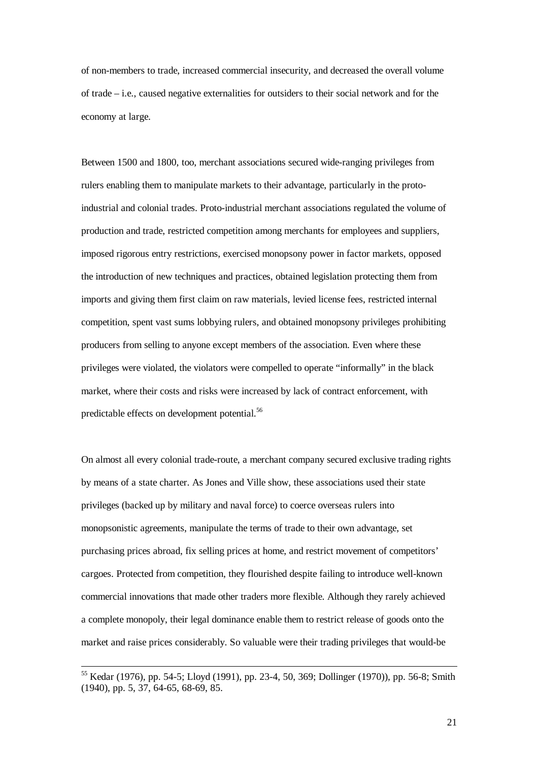of non-members to trade, increased commercial insecurity, and decreased the overall volume of trade – i.e., caused negative externalities for outsiders to their social network and for the economy at large.

Between 1500 and 1800, too, merchant associations secured wide-ranging privileges from rulers enabling them to manipulate markets to their advantage, particularly in the proto-industrial and colonial trades. Proto-industrial merchant associations regulated the volume of production and trade, restricted competition among merchants for employees and suppliers, imposed rigorous entry restrictions, exercised monopsony power in factor markets, opposed the introduction of new techniques and practices, obtained legislation protecting them from imports and giving them first claim on raw materials, levied license fees, restricted internal competition, spent vast sums lobbying rulers, and obtained monopsony privileges prohibiting producers from selling to anyone except members of the association. Even where these privileges were violated, the violators were compelled to operate "informally" in the black market, where their costs and risks were increased by lack of contract enforcement, with predictable effects on development potential.[56]

On almost all every colonial trade-route, a merchant company secured exclusive trading rights by means of a state charter. As Jones and Ville show, these associations used their state privileges (backed up by military and naval force) to coerce overseas rulers into monopsonistic agreements, manipulate the terms of trade to their own advantage, set purchasing prices abroad, fix selling prices at home, and restrict movement of competitors' cargoes. Protected from competition, they flourished despite failing to introduce well-known commercial innovations that made other traders more flexible. Although they rarely achieved a complete monopoly, their legal dominance enable them to restrict release of goods onto the market and raise prices considerably. So valuable were their trading privileges that would-be

---

[55] Kedar (1976), pp. 54-5; Lloyd (1991), pp. 23-4, 50, 369; Dollinger (1970)), pp. 56-8; Smith (1940), pp. 5, 37, 64-65, 68-69, 85.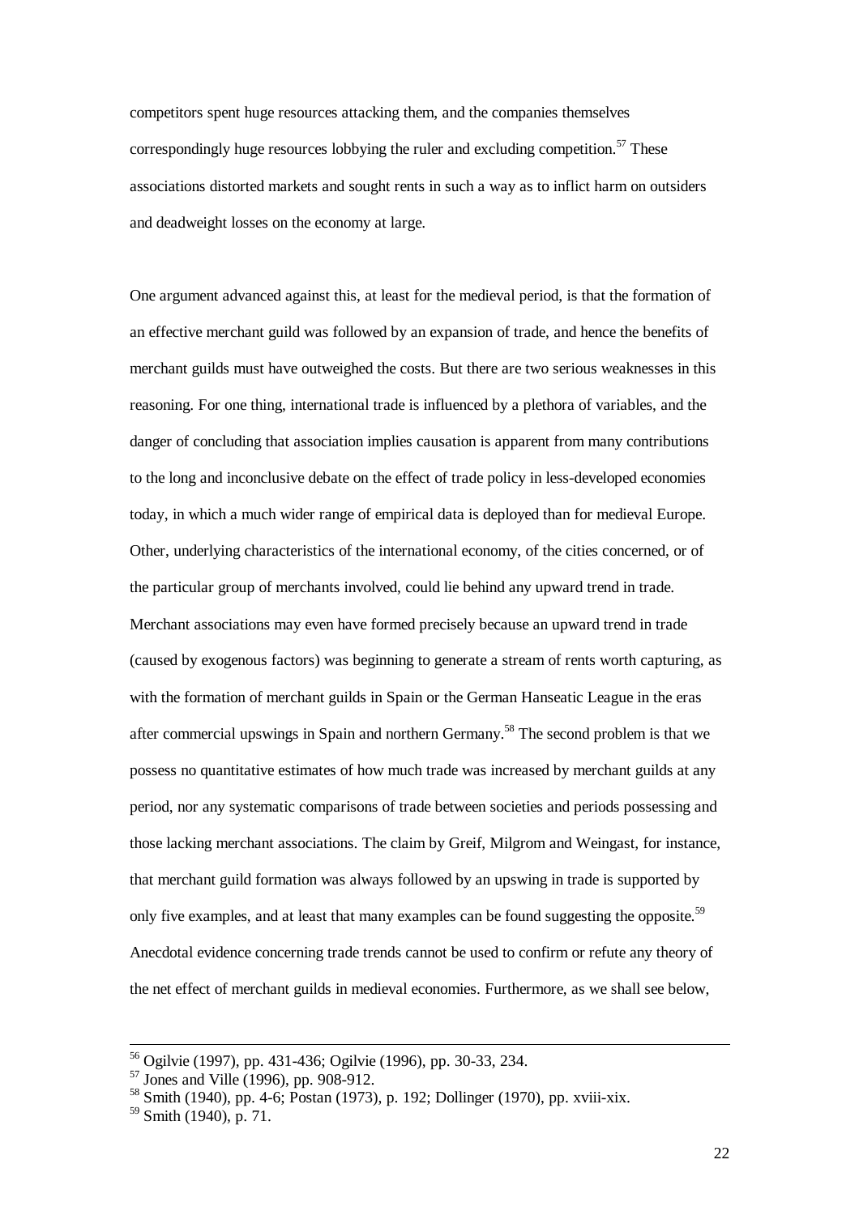competitors spent huge resources attacking them, and the companies themselves correspondingly huge resources lobbying the ruler and excluding competition.[57] These associations distorted markets and sought rents in such a way as to inflict harm on outsiders and deadweight losses on the economy at large.

One argument advanced against this, at least for the medieval period, is that the formation of an effective merchant guild was followed by an expansion of trade, and hence the benefits of merchant guilds must have outweighed the costs. But there are two serious weaknesses in this reasoning. For one thing, international trade is influenced by a plethora of variables, and the danger of concluding that association implies causation is apparent from many contributions to the long and inconclusive debate on the effect of trade policy in less-developed economies today, in which a much wider range of empirical data is deployed than for medieval Europe. Other, underlying characteristics of the international economy, of the cities concerned, or of the particular group of merchants involved, could lie behind any upward trend in trade. Merchant associations may even have formed precisely because an upward trend in trade (caused by exogenous factors) was beginning to generate a stream of rents worth capturing, as with the formation of merchant guilds in Spain or the German Hanseatic League in the eras after commercial upswings in Spain and northern Germany.[58] The second problem is that we possess no quantitative estimates of how much trade was increased by merchant guilds at any period, nor any systematic comparisons of trade between societies and periods possessing and those lacking merchant associations. The claim by Greif, Milgrom and Weingast, for instance, that merchant guild formation was always followed by an upswing in trade is supported by only five examples, and at least that many examples can be found suggesting the opposite.[59] Anecdotal evidence concerning trade trends cannot be used to confirm or refute any theory of the net effect of merchant guilds in medieval economies. Furthermore, as we shall see below,

---

[56] Ogilvie (1997), pp. 431-436; Ogilvie (1996), pp. 30-33, 234.

[57] Jones and Ville (1996), pp. 908-912.

[58] Smith (1940), pp. 4-6; Postan (1973), p. 192; Dollinger (1970), pp. xviii-xix.

[59] Smith (1940), p. 71.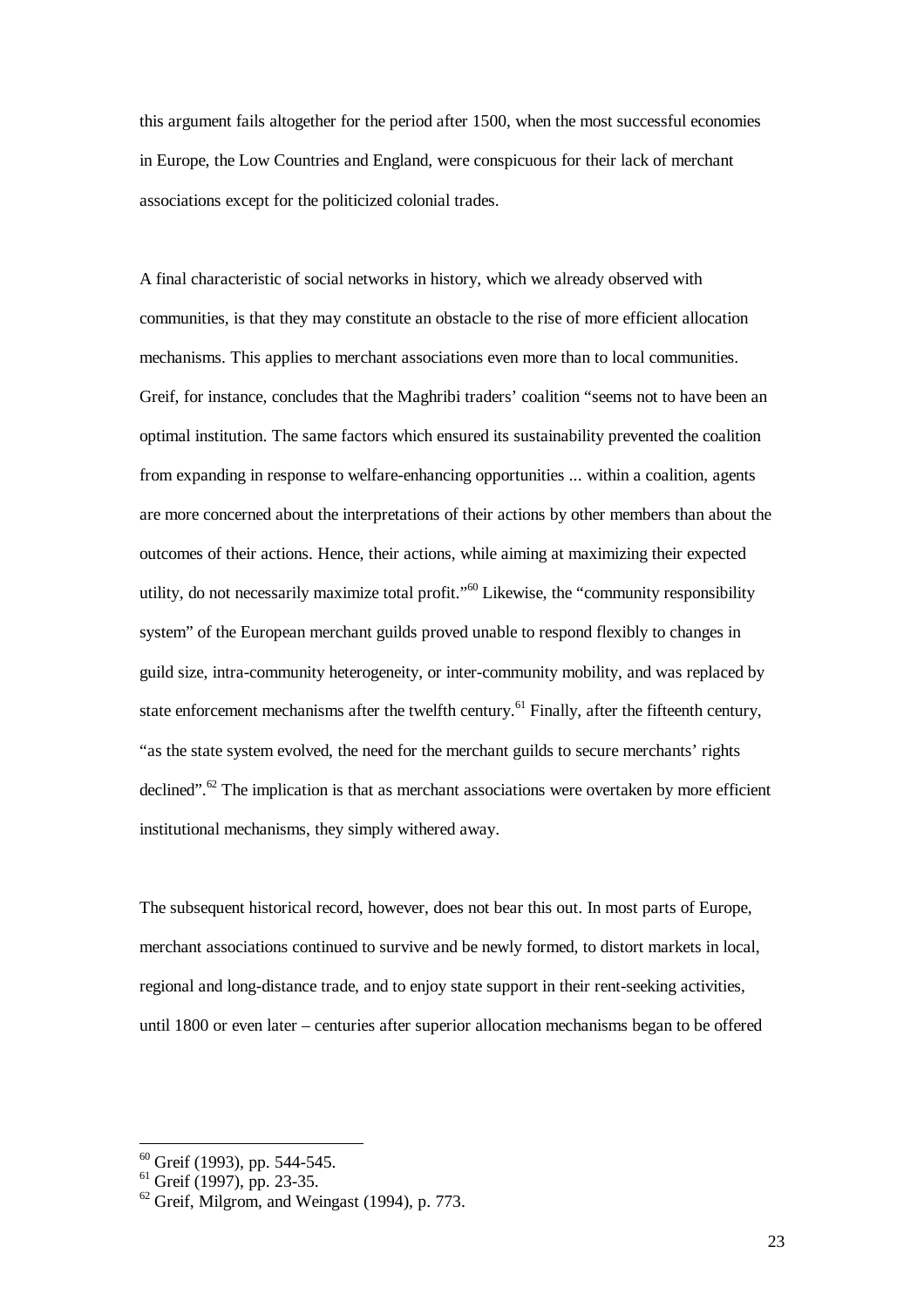this argument fails altogether for the period after 1500, when the most successful economies in Europe, the Low Countries and England, were conspicuous for their lack of merchant associations except for the politicized colonial trades.

A final characteristic of social networks in history, which we already observed with communities, is that they may constitute an obstacle to the rise of more efficient allocation mechanisms. This applies to merchant associations even more than to local communities. Greif, for instance, concludes that the Maghribi traders' coalition "seems not to have been an optimal institution. The same factors which ensured its sustainability prevented the coalition from expanding in response to welfare-enhancing opportunities ... within a coalition, agents are more concerned about the interpretations of their actions by other members than about the outcomes of their actions. Hence, their actions, while aiming at maximizing their expected utility, do not necessarily maximize total profit."[60] Likewise, the "community responsibility system" of the European merchant guilds proved unable to respond flexibly to changes in guild size, intra-community heterogeneity, or inter-community mobility, and was replaced by state enforcement mechanisms after the twelfth century.[61] Finally, after the fifteenth century, "as the state system evolved, the need for the merchant guilds to secure merchants' rights declined".[62] The implication is that as merchant associations were overtaken by more efficient institutional mechanisms, they simply withered away.

The subsequent historical record, however, does not bear this out. In most parts of Europe, merchant associations continued to survive and be newly formed, to distort markets in local, regional and long-distance trade, and to enjoy state support in their rent-seeking activities, until 1800 or even later – centuries after superior allocation mechanisms began to be offered

[60] Greif (1993), pp. 544-545.
[61] Greif (1997), pp. 23-35.
[62] Greif, Milgrom, and Weingast (1994), p. 773.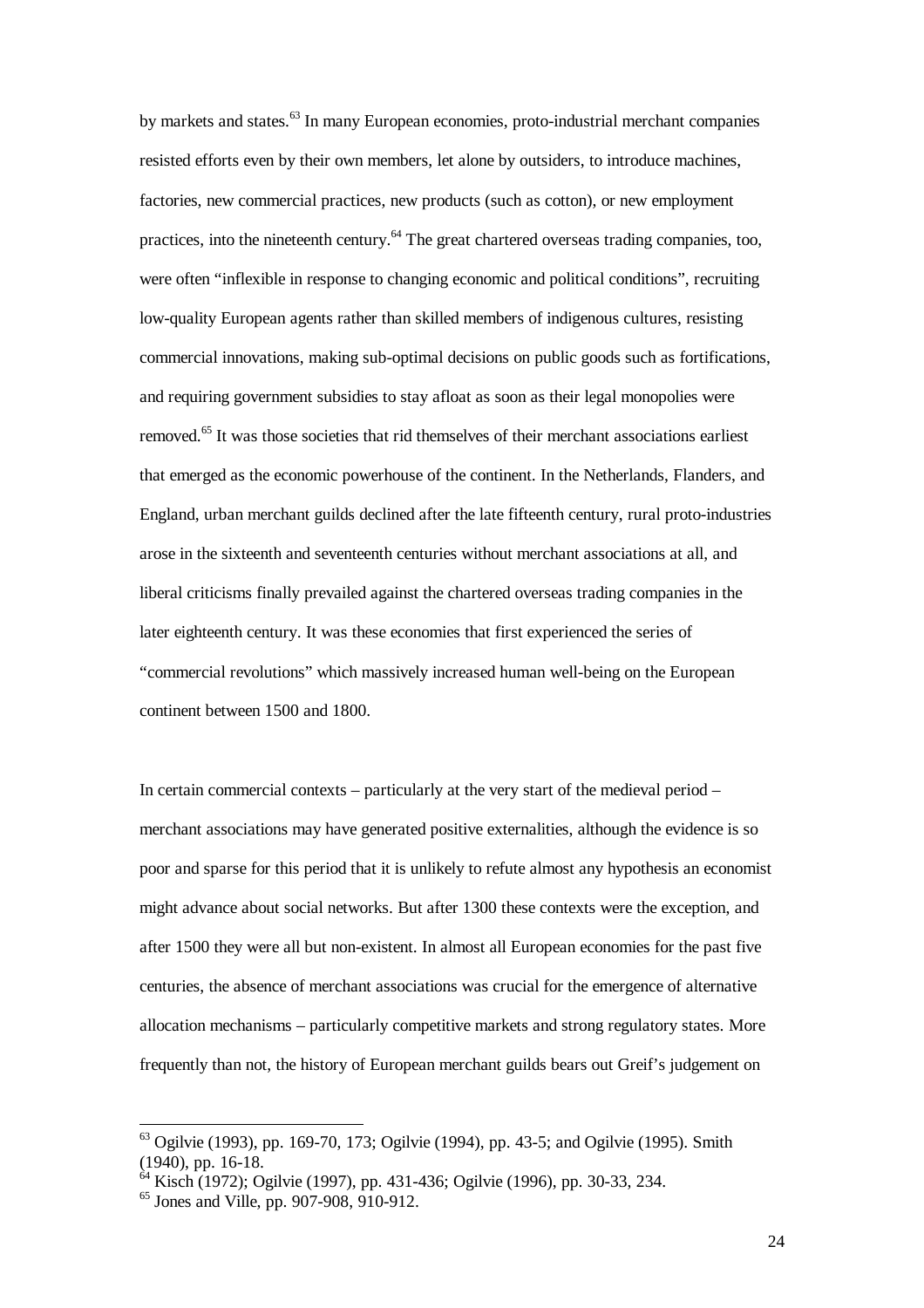by markets and states.[63] In many European economies, proto-industrial merchant companies resisted efforts even by their own members, let alone by outsiders, to introduce machines, factories, new commercial practices, new products (such as cotton), or new employment practices, into the nineteenth century.[64] The great chartered overseas trading companies, too, were often "inflexible in response to changing economic and political conditions", recruiting low-quality European agents rather than skilled members of indigenous cultures, resisting commercial innovations, making sub-optimal decisions on public goods such as fortifications, and requiring government subsidies to stay afloat as soon as their legal monopolies were removed.[65] It was those societies that rid themselves of their merchant associations earliest that emerged as the economic powerhouse of the continent. In the Netherlands, Flanders, and England, urban merchant guilds declined after the late fifteenth century, rural proto-industries arose in the sixteenth and seventeenth centuries without merchant associations at all, and liberal criticisms finally prevailed against the chartered overseas trading companies in the later eighteenth century. It was these economies that first experienced the series of "commercial revolutions" which massively increased human well-being on the European continent between 1500 and 1800.

In certain commercial contexts – particularly at the very start of the medieval period – merchant associations may have generated positive externalities, although the evidence is so poor and sparse for this period that it is unlikely to refute almost any hypothesis an economist might advance about social networks. But after 1300 these contexts were the exception, and after 1500 they were all but non-existent. In almost all European economies for the past five centuries, the absence of merchant associations was crucial for the emergence of alternative allocation mechanisms – particularly competitive markets and strong regulatory states. More frequently than not, the history of European merchant guilds bears out Greif's judgement on

---

[63] Ogilvie (1993), pp. 169-70, 173; Ogilvie (1994), pp. 43-5; and Ogilvie (1995). Smith (1940), pp. 16-18.

[64] Kisch (1972); Ogilvie (1997), pp. 431-436; Ogilvie (1996), pp. 30-33, 234.

[65] Jones and Ville, pp. 907-908, 910-912.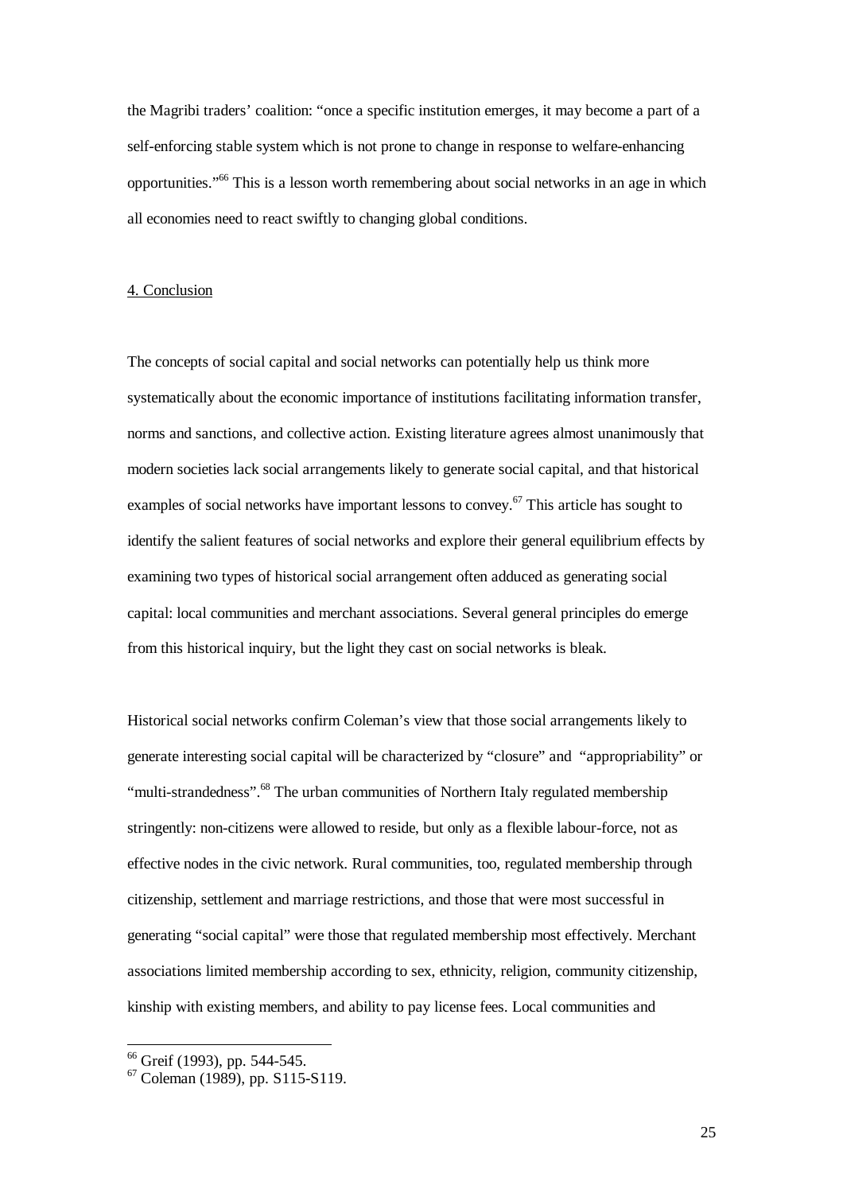the Magribi traders' coalition: "once a specific institution emerges, it may become a part of a self-enforcing stable system which is not prone to change in response to welfare-enhancing opportunities."[66] This is a lesson worth remembering about social networks in an age in which all economies need to react swiftly to changing global conditions.

## 4. Conclusion

The concepts of social capital and social networks can potentially help us think more systematically about the economic importance of institutions facilitating information transfer, norms and sanctions, and collective action. Existing literature agrees almost unanimously that modern societies lack social arrangements likely to generate social capital, and that historical examples of social networks have important lessons to convey.[67] This article has sought to identify the salient features of social networks and explore their general equilibrium effects by examining two types of historical social arrangement often adduced as generating social capital: local communities and merchant associations. Several general principles do emerge from this historical inquiry, but the light they cast on social networks is bleak.

Historical social networks confirm Coleman's view that those social arrangements likely to generate interesting social capital will be characterized by "closure" and "appropriability" or "multi-strandedness".[68] The urban communities of Northern Italy regulated membership stringently: non-citizens were allowed to reside, but only as a flexible labour-force, not as effective nodes in the civic network. Rural communities, too, regulated membership through citizenship, settlement and marriage restrictions, and those that were most successful in generating "social capital" were those that regulated membership most effectively. Merchant associations limited membership according to sex, ethnicity, religion, community citizenship, kinship with existing members, and ability to pay license fees. Local communities and

[66] Greif (1993), pp. 544-545.

[67] Coleman (1989), pp. S115-S119.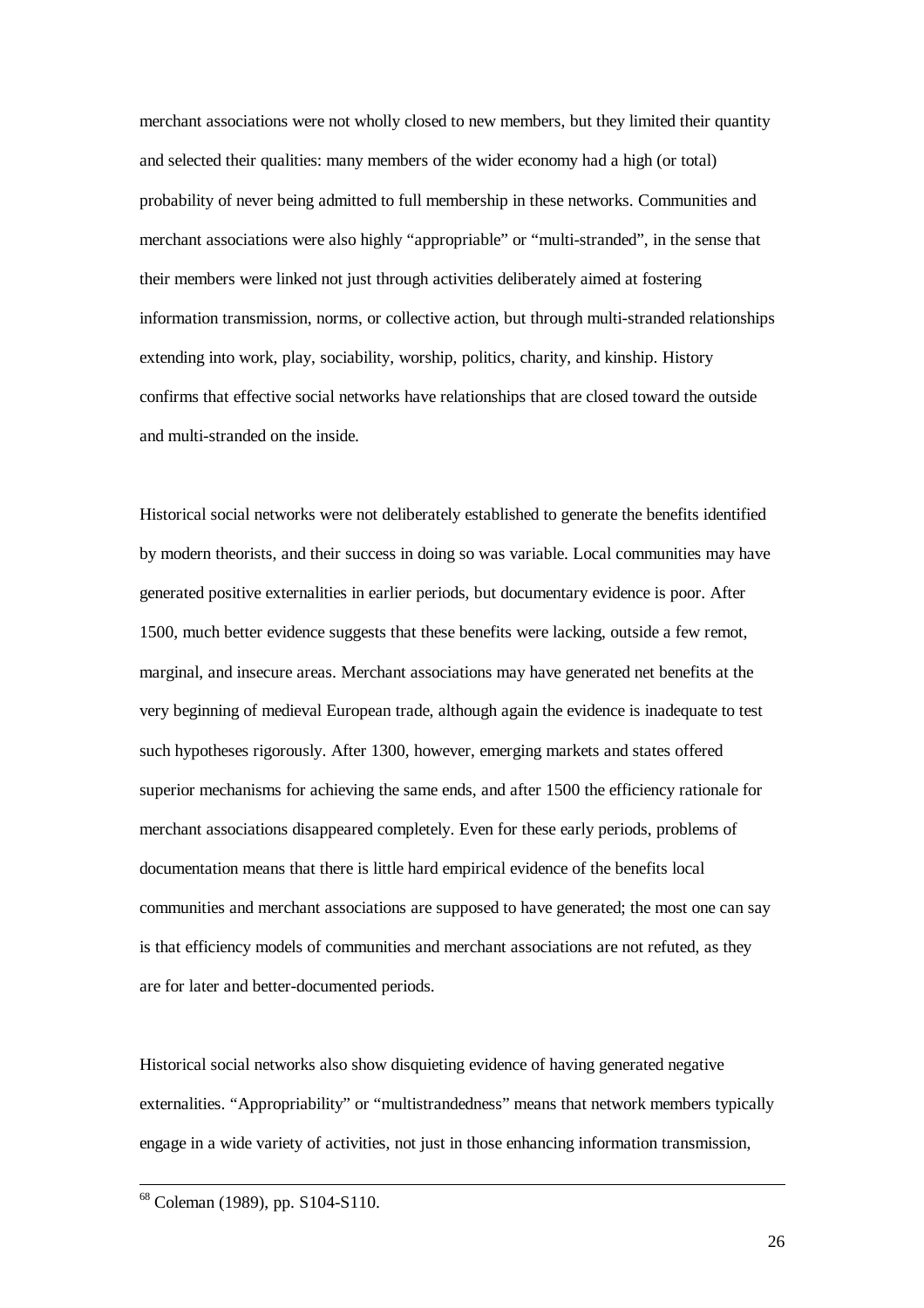merchant associations were not wholly closed to new members, but they limited their quantity and selected their qualities: many members of the wider economy had a high (or total) probability of never being admitted to full membership in these networks. Communities and merchant associations were also highly "appropriable" or "multi-stranded", in the sense that their members were linked not just through activities deliberately aimed at fostering information transmission, norms, or collective action, but through multi-stranded relationships extending into work, play, sociability, worship, politics, charity, and kinship. History confirms that effective social networks have relationships that are closed toward the outside and multi-stranded on the inside.

Historical social networks were not deliberately established to generate the benefits identified by modern theorists, and their success in doing so was variable. Local communities may have generated positive externalities in earlier periods, but documentary evidence is poor. After 1500, much better evidence suggests that these benefits were lacking, outside a few remot, marginal, and insecure areas. Merchant associations may have generated net benefits at the very beginning of medieval European trade, although again the evidence is inadequate to test such hypotheses rigorously. After 1300, however, emerging markets and states offered superior mechanisms for achieving the same ends, and after 1500 the efficiency rationale for merchant associations disappeared completely. Even for these early periods, problems of documentation means that there is little hard empirical evidence of the benefits local communities and merchant associations are supposed to have generated; the most one can say is that efficiency models of communities and merchant associations are not refuted, as they are for later and better-documented periods.

Historical social networks also show disquieting evidence of having generated negative externalities. "Appropriability" or "multistrandedness" means that network members typically engage in a wide variety of activities, not just in those enhancing information transmission,

---

[68] Coleman (1989), pp. S104-S110.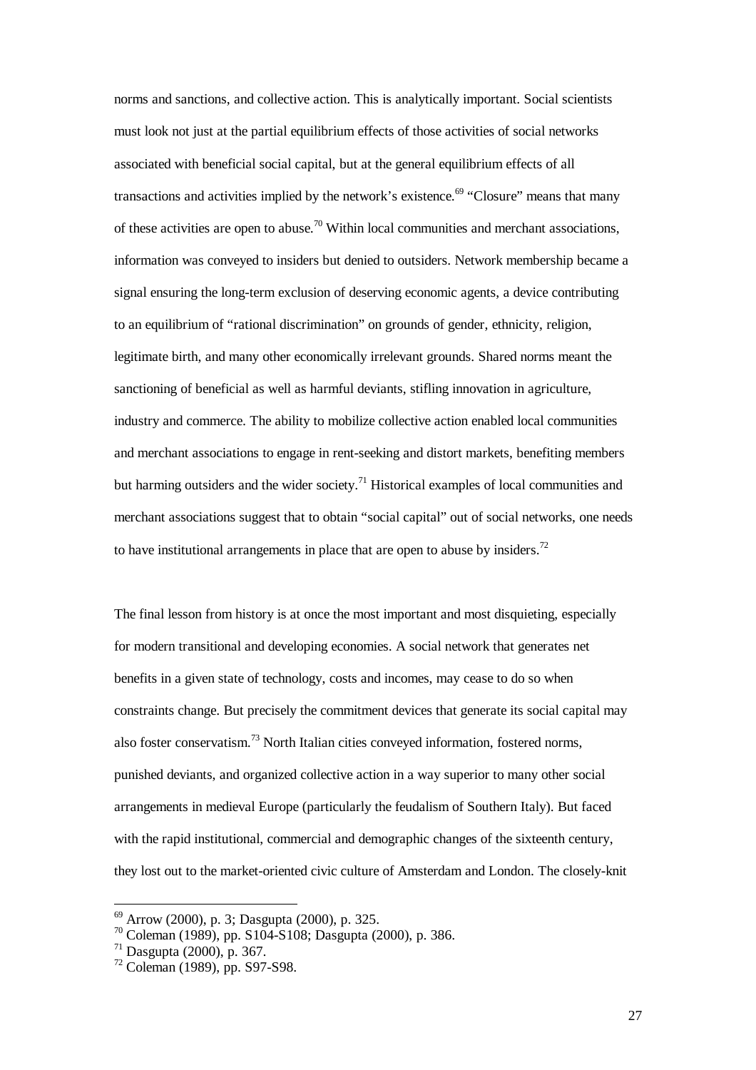norms and sanctions, and collective action. This is analytically important. Social scientists must look not just at the partial equilibrium effects of those activities of social networks associated with beneficial social capital, but at the general equilibrium effects of all transactions and activities implied by the network's existence.[69] "Closure" means that many of these activities are open to abuse.[70] Within local communities and merchant associations, information was conveyed to insiders but denied to outsiders. Network membership became a signal ensuring the long-term exclusion of deserving economic agents, a device contributing to an equilibrium of "rational discrimination" on grounds of gender, ethnicity, religion, legitimate birth, and many other economically irrelevant grounds. Shared norms meant the sanctioning of beneficial as well as harmful deviants, stifling innovation in agriculture, industry and commerce. The ability to mobilize collective action enabled local communities and merchant associations to engage in rent-seeking and distort markets, benefiting members but harming outsiders and the wider society.[71] Historical examples of local communities and merchant associations suggest that to obtain "social capital" out of social networks, one needs to have institutional arrangements in place that are open to abuse by insiders.[72]

The final lesson from history is at once the most important and most disquieting, especially for modern transitional and developing economies. A social network that generates net benefits in a given state of technology, costs and incomes, may cease to do so when constraints change. But precisely the commitment devices that generate its social capital may also foster conservatism.[73] North Italian cities conveyed information, fostered norms, punished deviants, and organized collective action in a way superior to many other social arrangements in medieval Europe (particularly the feudalism of Southern Italy). But faced with the rapid institutional, commercial and demographic changes of the sixteenth century, they lost out to the market-oriented civic culture of Amsterdam and London. The closely-knit

---

[69] Arrow (2000), p. 3; Dasgupta (2000), p. 325.

[70] Coleman (1989), pp. S104-S108; Dasgupta (2000), p. 386.

[71] Dasgupta (2000), p. 367.

[72] Coleman (1989), pp. S97-S98.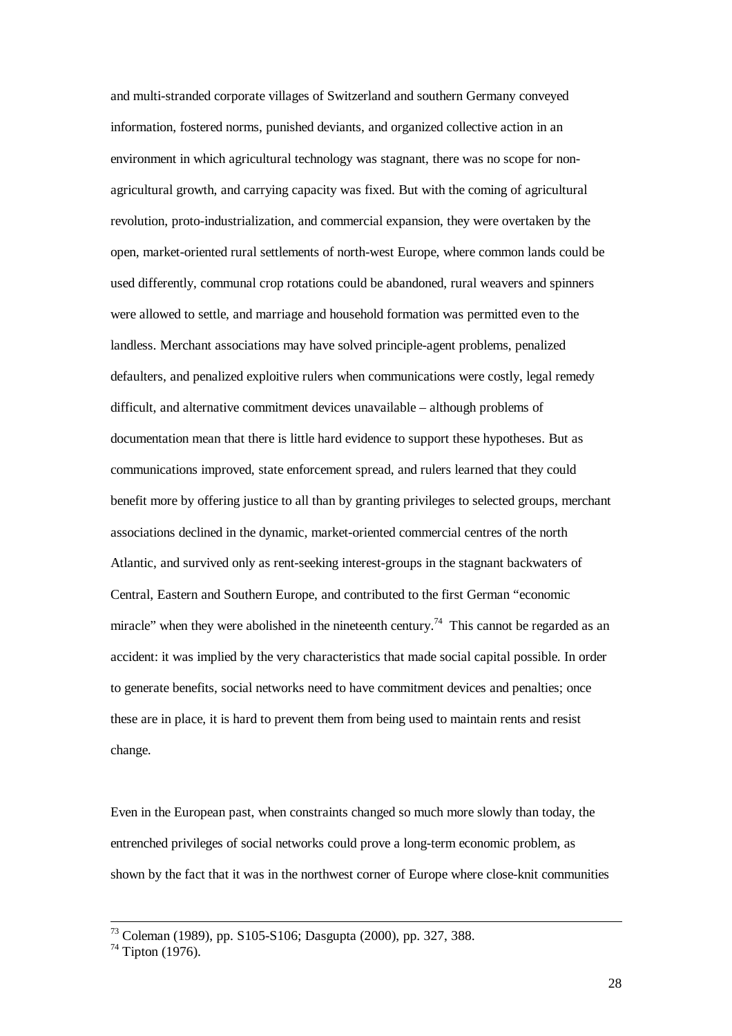and multi-stranded corporate villages of Switzerland and southern Germany conveyed information, fostered norms, punished deviants, and organized collective action in an environment in which agricultural technology was stagnant, there was no scope for non-agricultural growth, and carrying capacity was fixed. But with the coming of agricultural revolution, proto-industrialization, and commercial expansion, they were overtaken by the open, market-oriented rural settlements of north-west Europe, where common lands could be used differently, communal crop rotations could be abandoned, rural weavers and spinners were allowed to settle, and marriage and household formation was permitted even to the landless. Merchant associations may have solved principle-agent problems, penalized defaulters, and penalized exploitive rulers when communications were costly, legal remedy difficult, and alternative commitment devices unavailable – although problems of documentation mean that there is little hard evidence to support these hypotheses. But as communications improved, state enforcement spread, and rulers learned that they could benefit more by offering justice to all than by granting privileges to selected groups, merchant associations declined in the dynamic, market-oriented commercial centres of the north Atlantic, and survived only as rent-seeking interest-groups in the stagnant backwaters of Central, Eastern and Southern Europe, and contributed to the first German "economic miracle" when they were abolished in the nineteenth century.[74] This cannot be regarded as an accident: it was implied by the very characteristics that made social capital possible. In order to generate benefits, social networks need to have commitment devices and penalties; once these are in place, it is hard to prevent them from being used to maintain rents and resist change.

Even in the European past, when constraints changed so much more slowly than today, the entrenched privileges of social networks could prove a long-term economic problem, as shown by the fact that it was in the northwest corner of Europe where close-knit communities

---

[73] Coleman (1989), pp. S105-S106; Dasgupta (2000), pp. 327, 388.

[74] Tipton (1976).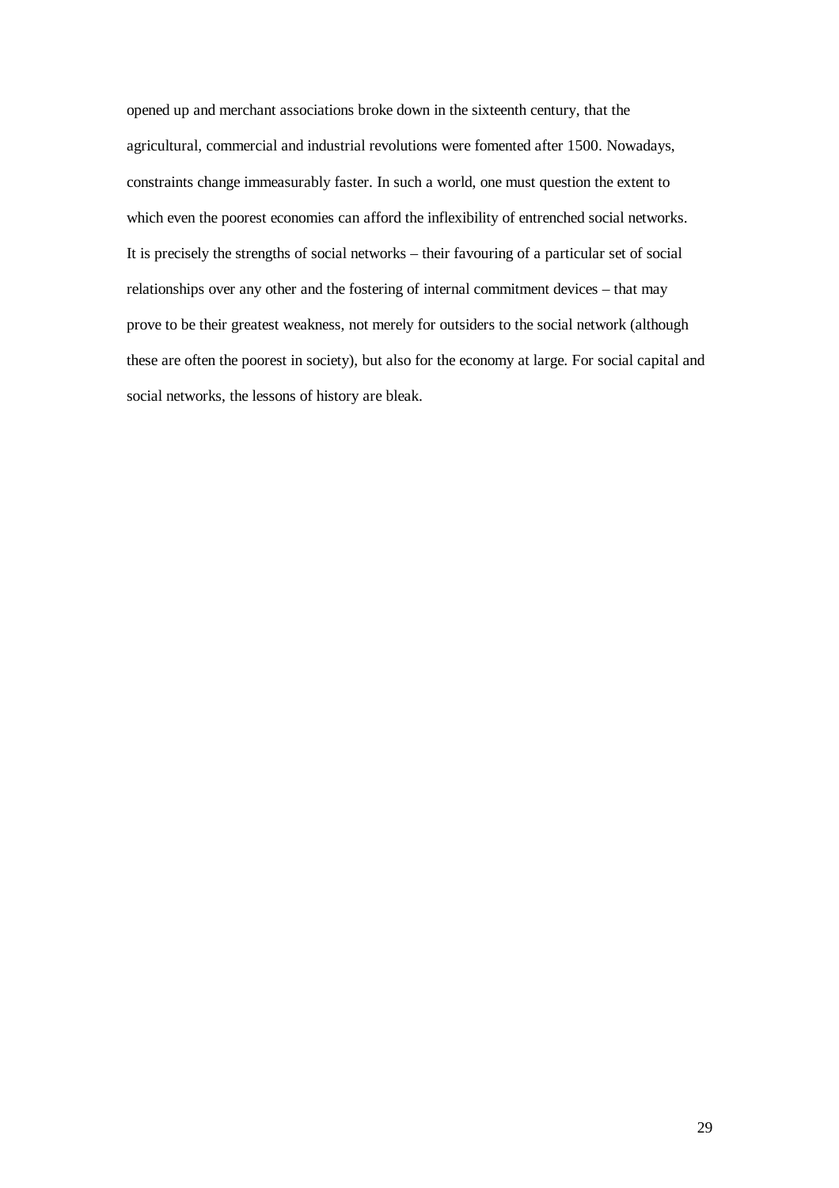opened up and merchant associations broke down in the sixteenth century, that the agricultural, commercial and industrial revolutions were fomented after 1500. Nowadays, constraints change immeasurably faster. In such a world, one must question the extent to which even the poorest economies can afford the inflexibility of entrenched social networks. It is precisely the strengths of social networks – their favouring of a particular set of social relationships over any other and the fostering of internal commitment devices – that may prove to be their greatest weakness, not merely for outsiders to the social network (although these are often the poorest in society), but also for the economy at large. For social capital and social networks, the lessons of history are bleak.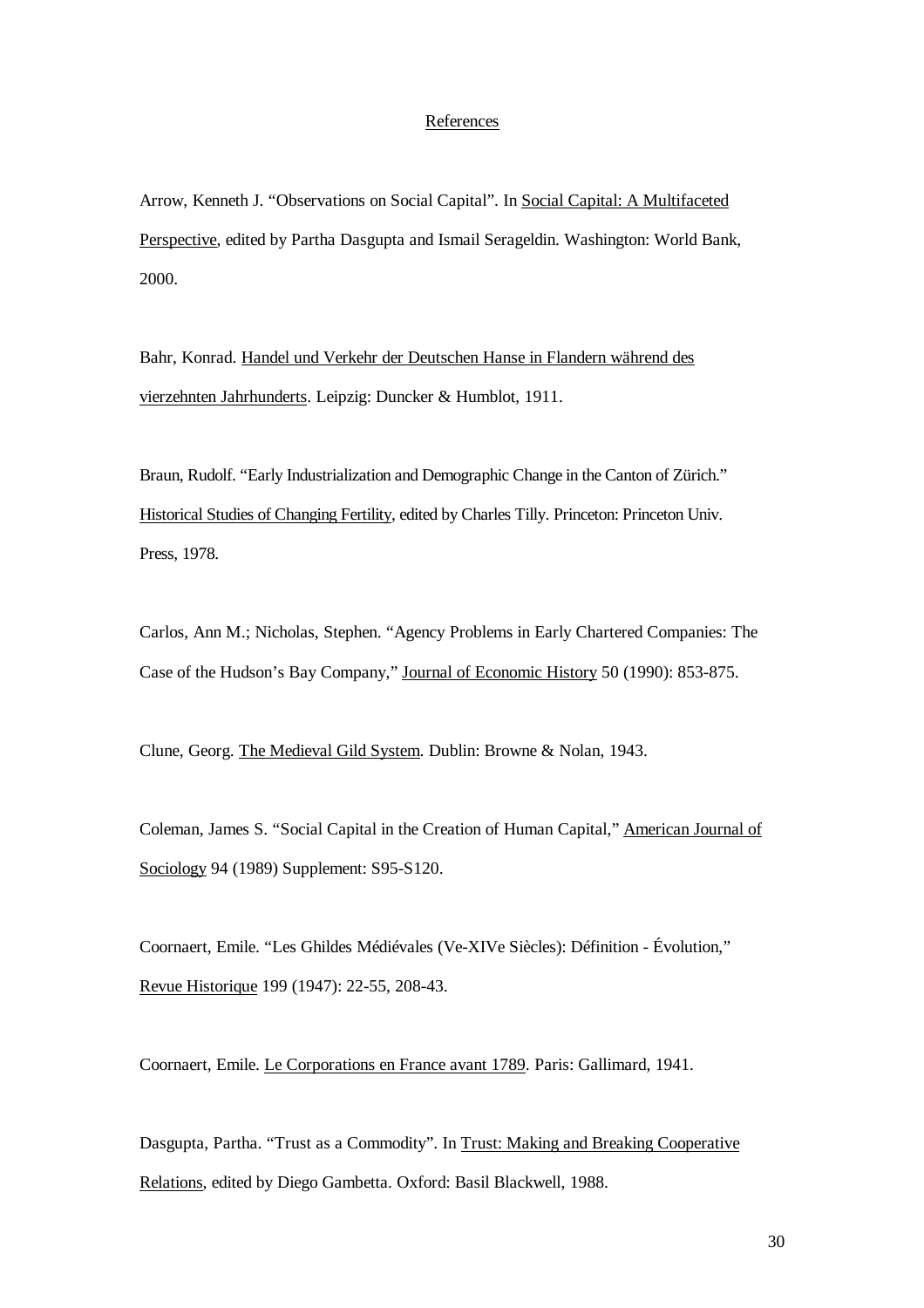# References

Arrow, Kenneth J. "Observations on Social Capital". In Social Capital: A Multifaceted Perspective, edited by Partha Dasgupta and Ismail Serageldin. Washington: World Bank, 2000.

Bahr, Konrad. Handel und Verkehr der Deutschen Hanse in Flandern während des vierzehnten Jahrhunderts. Leipzig: Duncker & Humblot, 1911.

Braun, Rudolf. "Early Industrialization and Demographic Change in the Canton of Zürich." Historical Studies of Changing Fertility, edited by Charles Tilly. Princeton: Princeton Univ. Press, 1978.

Carlos, Ann M.; Nicholas, Stephen. "Agency Problems in Early Chartered Companies: The Case of the Hudson's Bay Company," Journal of Economic History 50 (1990): 853-875.

Clune, Georg. The Medieval Gild System. Dublin: Browne & Nolan, 1943.

Coleman, James S. "Social Capital in the Creation of Human Capital," American Journal of Sociology 94 (1989) Supplement: S95-S120.

Coornaert, Emile. "Les Ghildes Médiévales (Ve-XIVe Siècles): Définition - Évolution," Revue Historique 199 (1947): 22-55, 208-43.

Coornaert, Emile. Le Corporations en France avant 1789. Paris: Gallimard, 1941.

Dasgupta, Partha. "Trust as a Commodity". In Trust: Making and Breaking Cooperative Relations, edited by Diego Gambetta. Oxford: Basil Blackwell, 1988.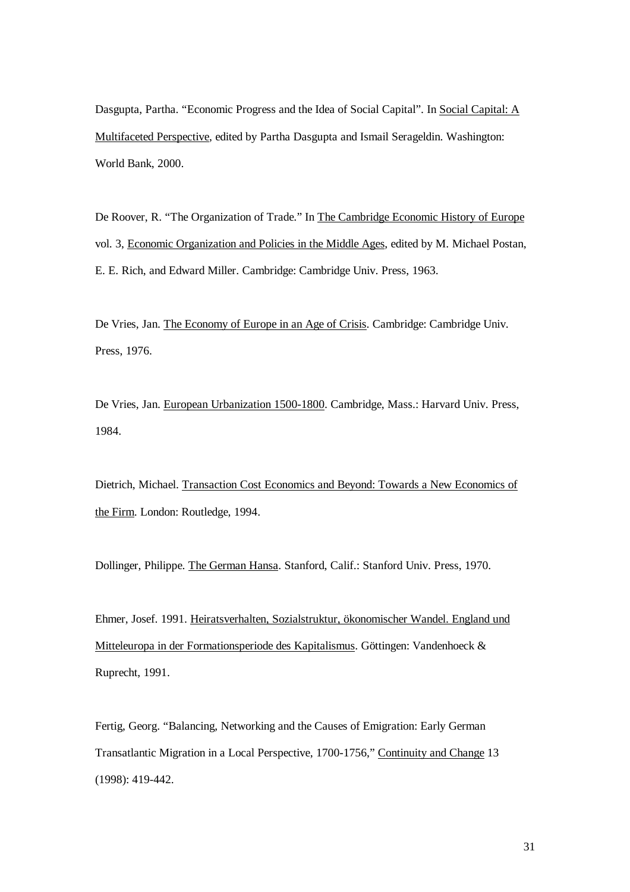Dasgupta, Partha. "Economic Progress and the Idea of Social Capital". In Social Capital: A Multifaceted Perspective, edited by Partha Dasgupta and Ismail Serageldin. Washington: World Bank, 2000.

De Roover, R. "The Organization of Trade." In The Cambridge Economic History of Europe vol. 3, Economic Organization and Policies in the Middle Ages, edited by M. Michael Postan, E. E. Rich, and Edward Miller. Cambridge: Cambridge Univ. Press, 1963.

De Vries, Jan. The Economy of Europe in an Age of Crisis. Cambridge: Cambridge Univ. Press, 1976.

De Vries, Jan. European Urbanization 1500-1800. Cambridge, Mass.: Harvard Univ. Press, 1984.

Dietrich, Michael. Transaction Cost Economics and Beyond: Towards a New Economics of the Firm. London: Routledge, 1994.

Dollinger, Philippe. The German Hansa. Stanford, Calif.: Stanford Univ. Press, 1970.

Ehmer, Josef. 1991. Heiratsverhalten, Sozialstruktur, ökonomischer Wandel. England und Mitteleuropa in der Formationsperiode des Kapitalismus. Göttingen: Vandenhoeck & Ruprecht, 1991.

Fertig, Georg. "Balancing, Networking and the Causes of Emigration: Early German Transatlantic Migration in a Local Perspective, 1700-1756," Continuity and Change 13 (1998): 419-442.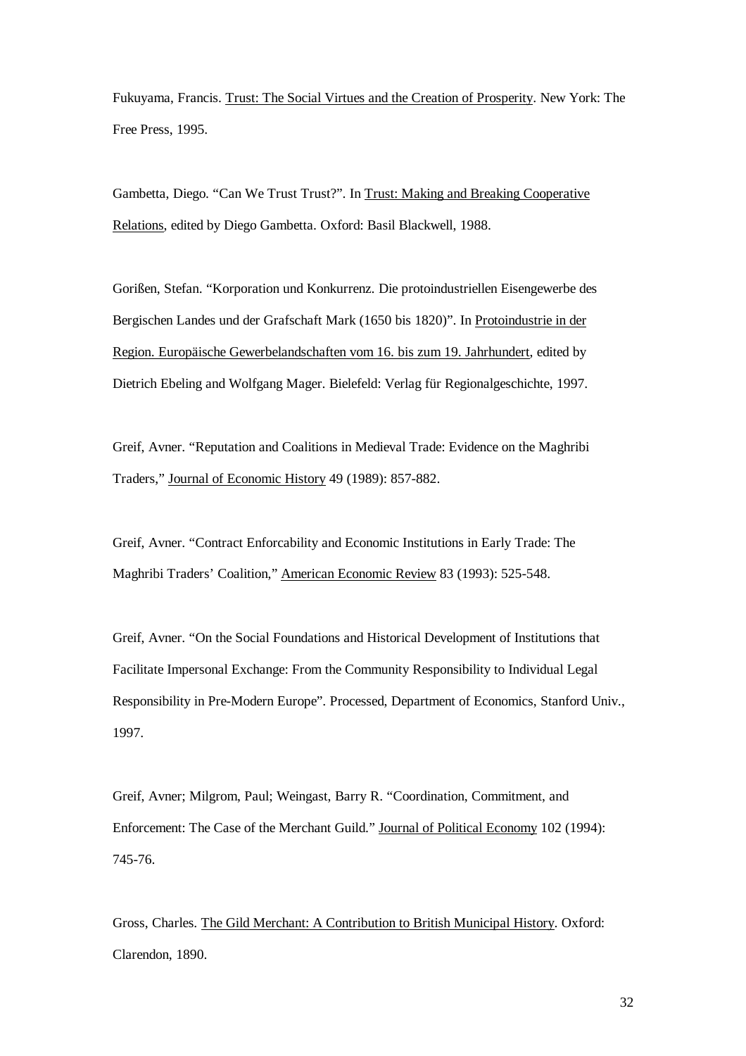Fukuyama, Francis. Trust: The Social Virtues and the Creation of Prosperity. New York: The Free Press, 1995.

Gambetta, Diego. "Can We Trust Trust?". In Trust: Making and Breaking Cooperative Relations, edited by Diego Gambetta. Oxford: Basil Blackwell, 1988.

Gorißen, Stefan. "Korporation und Konkurrenz. Die protoindustriellen Eisengewerbe des Bergischen Landes und der Grafschaft Mark (1650 bis 1820)". In Protoindustrie in der Region. Europäische Gewerbelandschaften vom 16. bis zum 19. Jahrhundert, edited by Dietrich Ebeling and Wolfgang Mager. Bielefeld: Verlag für Regionalgeschichte, 1997.

Greif, Avner. "Reputation and Coalitions in Medieval Trade: Evidence on the Maghribi Traders," Journal of Economic History 49 (1989): 857-882.

Greif, Avner. "Contract Enforcability and Economic Institutions in Early Trade: The Maghribi Traders' Coalition," American Economic Review 83 (1993): 525-548.

Greif, Avner. "On the Social Foundations and Historical Development of Institutions that Facilitate Impersonal Exchange: From the Community Responsibility to Individual Legal Responsibility in Pre-Modern Europe". Processed, Department of Economics, Stanford Univ., 1997.

Greif, Avner; Milgrom, Paul; Weingast, Barry R. "Coordination, Commitment, and Enforcement: The Case of the Merchant Guild." Journal of Political Economy 102 (1994): 745-76.

Gross, Charles. The Gild Merchant: A Contribution to British Municipal History. Oxford: Clarendon, 1890.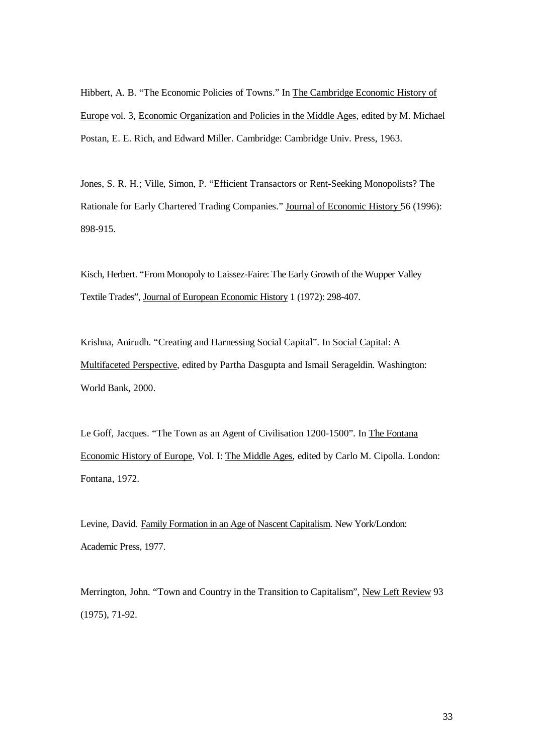Hibbert, A. B. "The Economic Policies of Towns." In The Cambridge Economic History of Europe vol. 3, Economic Organization and Policies in the Middle Ages, edited by M. Michael Postan, E. E. Rich, and Edward Miller. Cambridge: Cambridge Univ. Press, 1963.

Jones, S. R. H.; Ville, Simon, P. "Efficient Transactors or Rent-Seeking Monopolists? The Rationale for Early Chartered Trading Companies." Journal of Economic History 56 (1996): 898-915.

Kisch, Herbert. "From Monopoly to Laissez-Faire: The Early Growth of the Wupper Valley Textile Trades", Journal of European Economic History 1 (1972): 298-407.

Krishna, Anirudh. "Creating and Harnessing Social Capital". In Social Capital: A Multifaceted Perspective, edited by Partha Dasgupta and Ismail Serageldin. Washington: World Bank, 2000.

Le Goff, Jacques. "The Town as an Agent of Civilisation 1200-1500". In The Fontana Economic History of Europe, Vol. I: The Middle Ages, edited by Carlo M. Cipolla. London: Fontana, 1972.

Levine, David. Family Formation in an Age of Nascent Capitalism. New York/London: Academic Press, 1977.

Merrington, John. "Town and Country in the Transition to Capitalism", New Left Review 93 (1975), 71-92.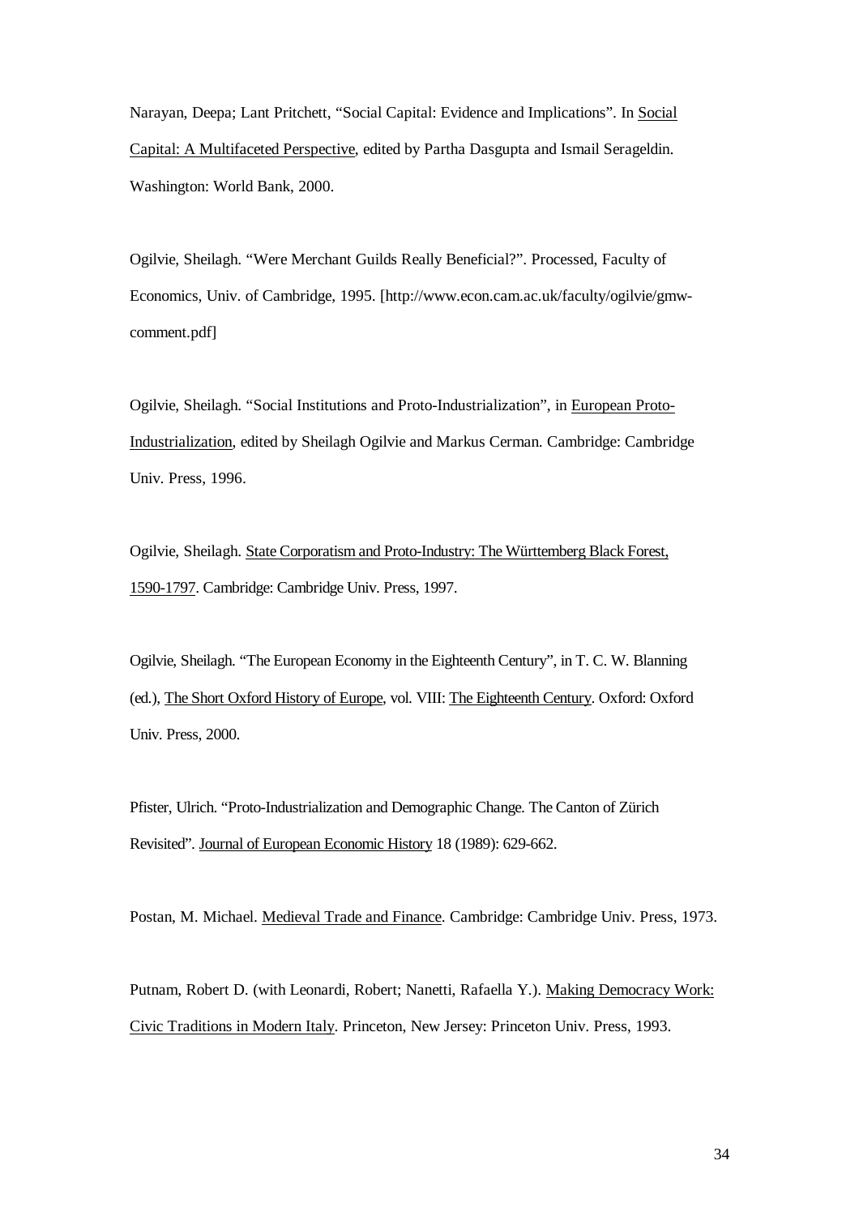Narayan, Deepa; Lant Pritchett, "Social Capital: Evidence and Implications". In Social Capital: A Multifaceted Perspective, edited by Partha Dasgupta and Ismail Serageldin. Washington: World Bank, 2000.

Ogilvie, Sheilagh. "Were Merchant Guilds Really Beneficial?". Processed, Faculty of Economics, Univ. of Cambridge, 1995. [http://www.econ.cam.ac.uk/faculty/ogilvie/gmw-comment.pdf]

Ogilvie, Sheilagh. "Social Institutions and Proto-Industrialization", in European Proto-Industrialization, edited by Sheilagh Ogilvie and Markus Cerman. Cambridge: Cambridge Univ. Press, 1996.

Ogilvie, Sheilagh. State Corporatism and Proto-Industry: The Württemberg Black Forest, 1590-1797. Cambridge: Cambridge Univ. Press, 1997.

Ogilvie, Sheilagh. "The European Economy in the Eighteenth Century", in T. C. W. Blanning (ed.), The Short Oxford History of Europe, vol. VIII: The Eighteenth Century. Oxford: Oxford Univ. Press, 2000.

Pfister, Ulrich. "Proto-Industrialization and Demographic Change. The Canton of Zürich Revisited". Journal of European Economic History 18 (1989): 629-662.

Postan, M. Michael. Medieval Trade and Finance. Cambridge: Cambridge Univ. Press, 1973.

Putnam, Robert D. (with Leonardi, Robert; Nanetti, Rafaella Y.). Making Democracy Work: Civic Traditions in Modern Italy. Princeton, New Jersey: Princeton Univ. Press, 1993.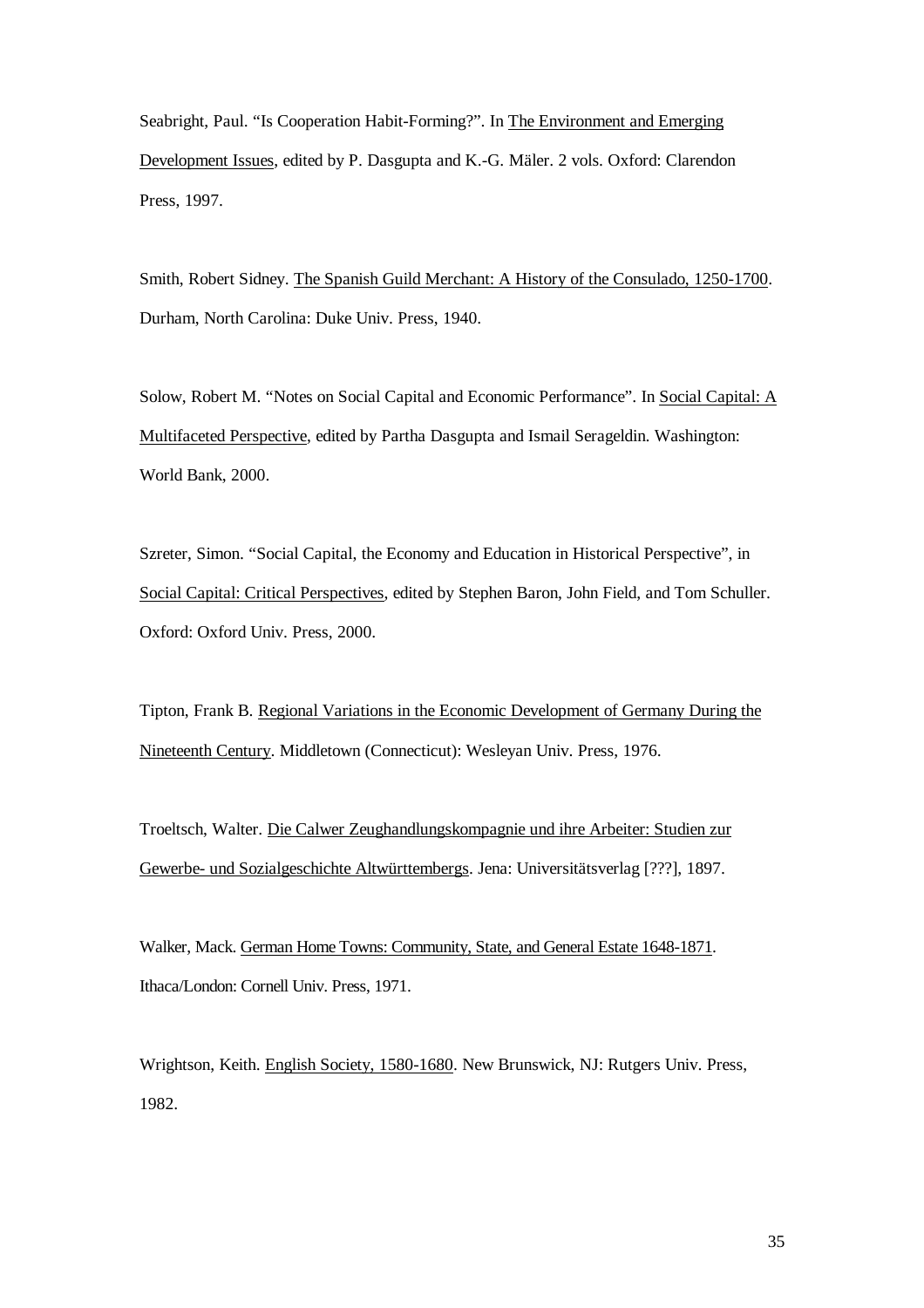Seabright, Paul. "Is Cooperation Habit-Forming?". In <u>The Environment and Emerging Development Issues</u>, edited by P. Dasgupta and K.-G. Mäler. 2 vols. Oxford: Clarendon Press, 1997.

Smith, Robert Sidney. <u>The Spanish Guild Merchant: A History of the Consulado, 1250-1700</u>. Durham, North Carolina: Duke Univ. Press, 1940.

Solow, Robert M. "Notes on Social Capital and Economic Performance". In <u>Social Capital: A Multifaceted Perspective</u>, edited by Partha Dasgupta and Ismail Serageldin. Washington: World Bank, 2000.

Szreter, Simon. "Social Capital, the Economy and Education in Historical Perspective", in <u>Social Capital: Critical Perspectives</u>, edited by Stephen Baron, John Field, and Tom Schuller. Oxford: Oxford Univ. Press, 2000.

Tipton, Frank B. <u>Regional Variations in the Economic Development of Germany During the Nineteenth Century</u>. Middletown (Connecticut): Wesleyan Univ. Press, 1976.

Troeltsch, Walter. <u>Die Calwer Zeughandlungskompagnie und ihre Arbeiter: Studien zur Gewerbe- und Sozialgeschichte Altwürttembergs</u>. Jena: Universitätsverlag [???], 1897.

Walker, Mack. <u>German Home Towns: Community, State, and General Estate 1648-1871</u>. Ithaca/London: Cornell Univ. Press, 1971.

Wrightson, Keith. <u>English Society, 1580-1680</u>. New Brunswick, NJ: Rutgers Univ. Press, 1982.